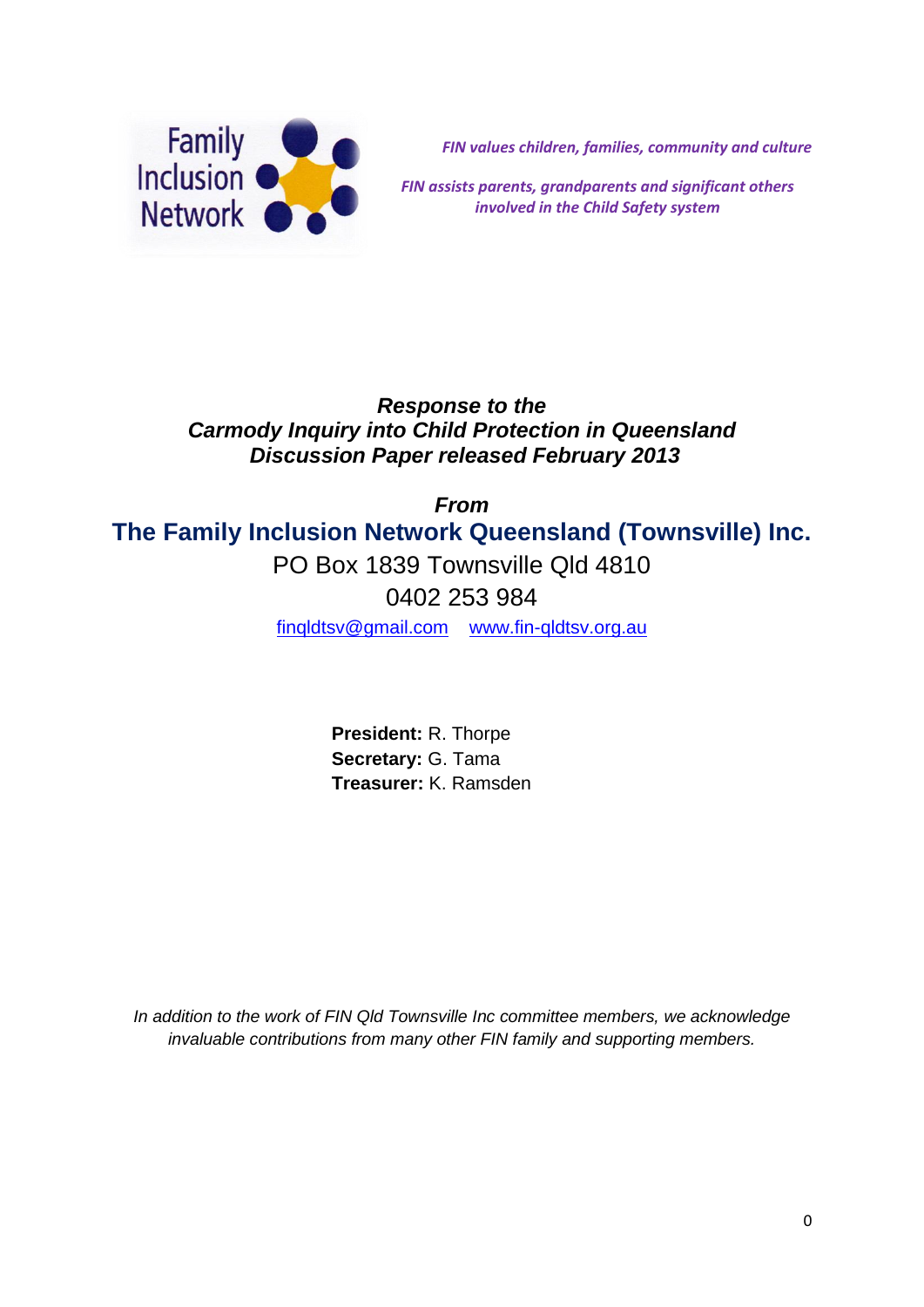Family Inclusion Network

*FIN values children, families, community and culture*

*FIN assists parents, grandparents and significant others involved in the Child Safety system*

# *Response to the Carmody Inquiry into Child Protection in Queensland Discussion Paper released February 2013*

***From***

## The Family Inclusion Network Queensland (Townsville) Inc.

PO Box 1839 Townsville Qld 4810

0402 253 984

finqldtsv@gmail.com www.fin-qldtsv.org.au

**President:** R. Thorpe
**Secretary:** G. Tama
**Treasurer:** K. Ramsden

*In addition to the work of FIN Qld Townsville Inc committee members, we acknowledge invaluable contributions from many other FIN family and supporting members.*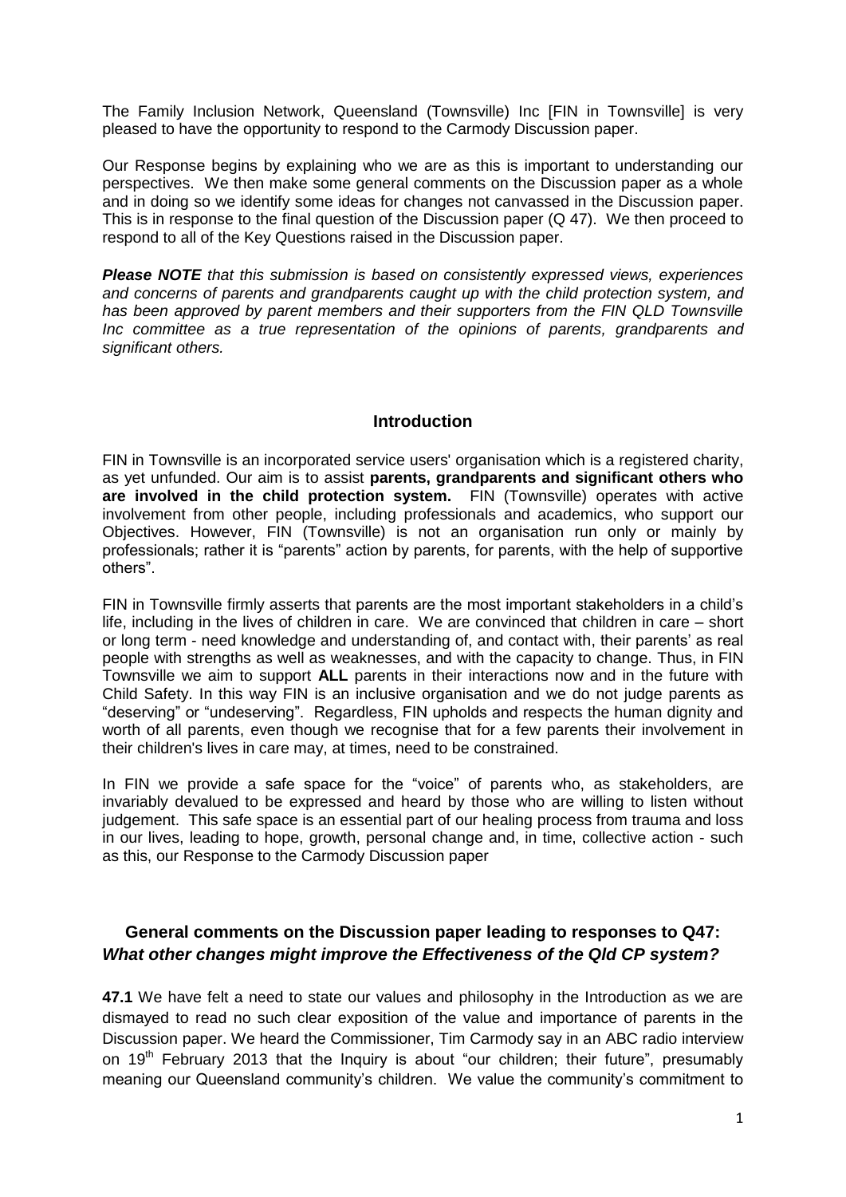The Family Inclusion Network, Queensland (Townsville) Inc [FIN in Townsville] is very pleased to have the opportunity to respond to the Carmody Discussion paper.

Our Response begins by explaining who we are as this is important to understanding our perspectives. We then make some general comments on the Discussion paper as a whole and in doing so we identify some ideas for changes not canvassed in the Discussion paper. This is in response to the final question of the Discussion paper (Q 47). We then proceed to respond to all of the Key Questions raised in the Discussion paper.

***Please NOTE*** *that this submission is based on consistently expressed views, experiences and concerns of parents and grandparents caught up with the child protection system, and has been approved by parent members and their supporters from the FIN QLD Townsville Inc committee as a true representation of the opinions of parents, grandparents and significant others.*

## Introduction

FIN in Townsville is an incorporated service users' organisation which is a registered charity, as yet unfunded. Our aim is to assist **parents, grandparents and significant others who are involved in the child protection system.** FIN (Townsville) operates with active involvement from other people, including professionals and academics, who support our Objectives. However, FIN (Townsville) is not an organisation run only or mainly by professionals; rather it is "parents" action by parents, for parents, with the help of supportive others".

FIN in Townsville firmly asserts that parents are the most important stakeholders in a child's life, including in the lives of children in care. We are convinced that children in care – short or long term - need knowledge and understanding of, and contact with, their parents' as real people with strengths as well as weaknesses, and with the capacity to change. Thus, in FIN Townsville we aim to support **ALL** parents in their interactions now and in the future with Child Safety. In this way FIN is an inclusive organisation and we do not judge parents as "deserving" or "undeserving". Regardless, FIN upholds and respects the human dignity and worth of all parents, even though we recognise that for a few parents their involvement in their children's lives in care may, at times, need to be constrained.

In FIN we provide a safe space for the "voice" of parents who, as stakeholders, are invariably devalued to be expressed and heard by those who are willing to listen without judgement. This safe space is an essential part of our healing process from trauma and loss in our lives, leading to hope, growth, personal change and, in time, collective action - such as this, our Response to the Carmody Discussion paper

## General comments on the Discussion paper leading to responses to Q47: *What other changes might improve the Effectiveness of the Qld CP system?*

**47.1** We have felt a need to state our values and philosophy in the Introduction as we are dismayed to read no such clear exposition of the value and importance of parents in the Discussion paper. We heard the Commissioner, Tim Carmody say in an ABC radio interview on 19th February 2013 that the Inquiry is about "our children; their future", presumably meaning our Queensland community's children. We value the community's commitment to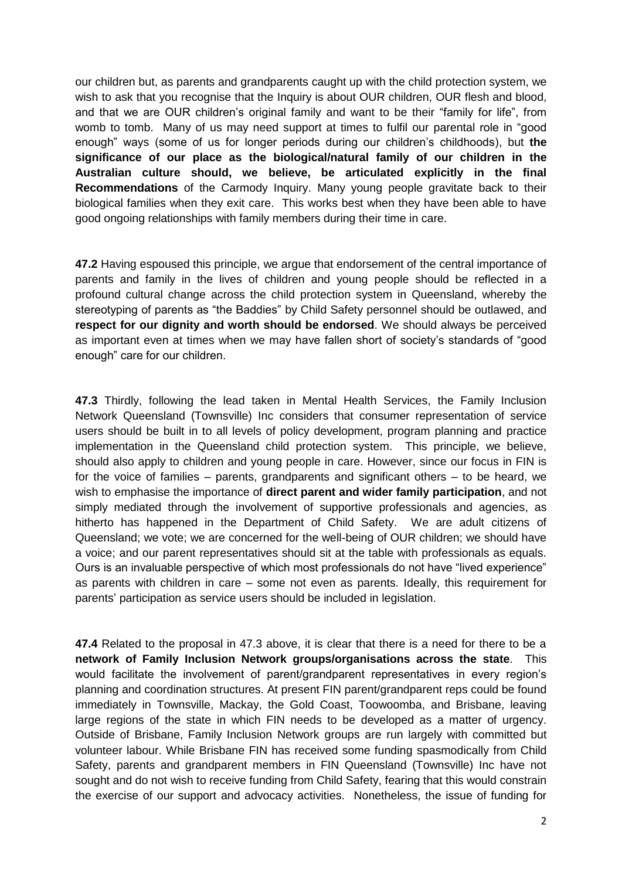our children but, as parents and grandparents caught up with the child protection system, we wish to ask that you recognise that the Inquiry is about OUR children, OUR flesh and blood, and that we are OUR children's original family and want to be their "family for life", from womb to tomb. Many of us may need support at times to fulfil our parental role in "good enough" ways (some of us for longer periods during our children's childhoods), but **the significance of our place as the biological/natural family of our children in the Australian culture should, we believe, be articulated explicitly in the final Recommendations** of the Carmody Inquiry. Many young people gravitate back to their biological families when they exit care. This works best when they have been able to have good ongoing relationships with family members during their time in care.

**47.2** Having espoused this principle, we argue that endorsement of the central importance of parents and family in the lives of children and young people should be reflected in a profound cultural change across the child protection system in Queensland, whereby the stereotyping of parents as "the Baddies" by Child Safety personnel should be outlawed, and **respect for our dignity and worth should be endorsed**. We should always be perceived as important even at times when we may have fallen short of society's standards of "good enough" care for our children.

**47.3** Thirdly, following the lead taken in Mental Health Services, the Family Inclusion Network Queensland (Townsville) Inc considers that consumer representation of service users should be built in to all levels of policy development, program planning and practice implementation in the Queensland child protection system. This principle, we believe, should also apply to children and young people in care. However, since our focus in FIN is for the voice of families – parents, grandparents and significant others – to be heard, we wish to emphasise the importance of **direct parent and wider family participation**, and not simply mediated through the involvement of supportive professionals and agencies, as hitherto has happened in the Department of Child Safety. We are adult citizens of Queensland; we vote; we are concerned for the well-being of OUR children; we should have a voice; and our parent representatives should sit at the table with professionals as equals. Ours is an invaluable perspective of which most professionals do not have "lived experience" as parents with children in care – some not even as parents. Ideally, this requirement for parents' participation as service users should be included in legislation.

**47.4** Related to the proposal in 47.3 above, it is clear that there is a need for there to be a **network of Family Inclusion Network groups/organisations across the state**. This would facilitate the involvement of parent/grandparent representatives in every region's planning and coordination structures. At present FIN parent/grandparent reps could be found immediately in Townsville, Mackay, the Gold Coast, Toowoomba, and Brisbane, leaving large regions of the state in which FIN needs to be developed as a matter of urgency. Outside of Brisbane, Family Inclusion Network groups are run largely with committed but volunteer labour. While Brisbane FIN has received some funding spasmodically from Child Safety, parents and grandparent members in FIN Queensland (Townsville) Inc have not sought and do not wish to receive funding from Child Safety, fearing that this would constrain the exercise of our support and advocacy activities. Nonetheless, the issue of funding for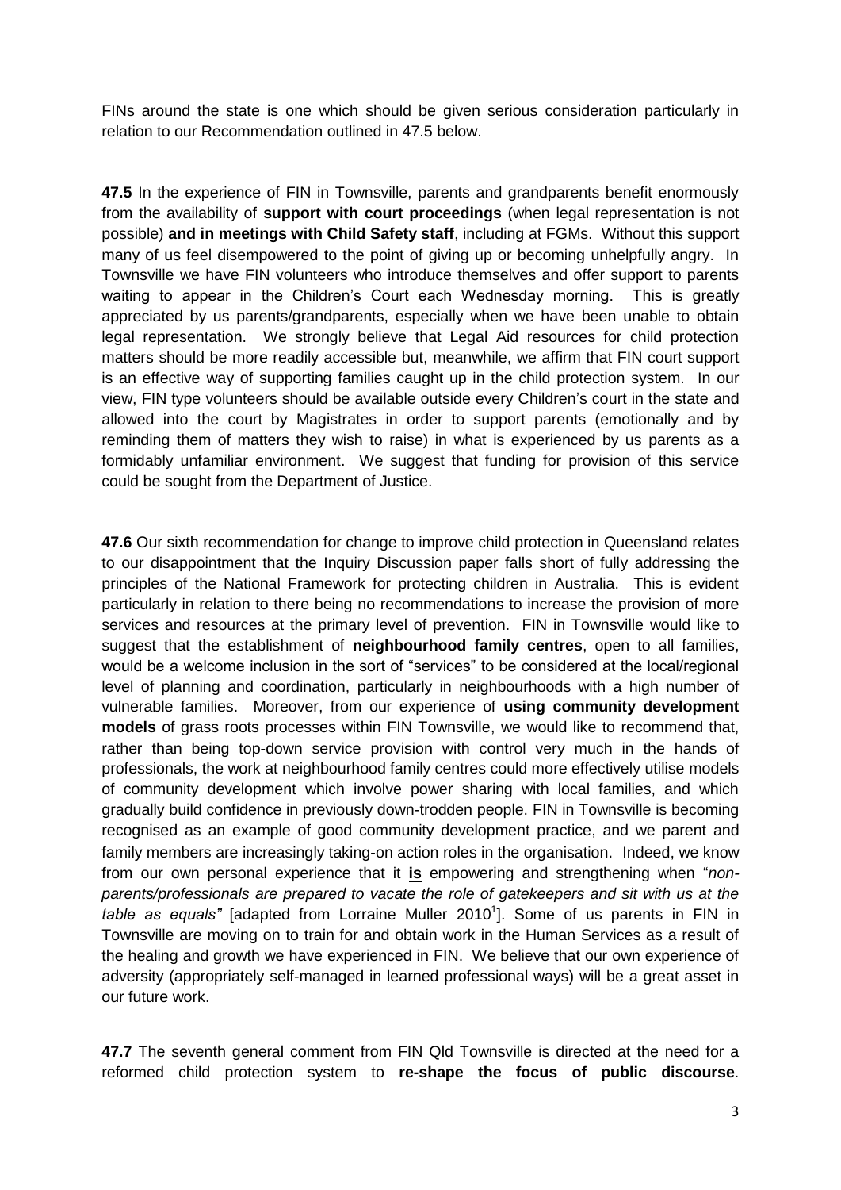FINs around the state is one which should be given serious consideration particularly in relation to our Recommendation outlined in 47.5 below.

**47.5** In the experience of FIN in Townsville, parents and grandparents benefit enormously from the availability of **support with court proceedings** (when legal representation is not possible) **and in meetings with Child Safety staff**, including at FGMs. Without this support many of us feel disempowered to the point of giving up or becoming unhelpfully angry. In Townsville we have FIN volunteers who introduce themselves and offer support to parents waiting to appear in the Children's Court each Wednesday morning. This is greatly appreciated by us parents/grandparents, especially when we have been unable to obtain legal representation. We strongly believe that Legal Aid resources for child protection matters should be more readily accessible but, meanwhile, we affirm that FIN court support is an effective way of supporting families caught up in the child protection system. In our view, FIN type volunteers should be available outside every Children's court in the state and allowed into the court by Magistrates in order to support parents (emotionally and by reminding them of matters they wish to raise) in what is experienced by us parents as a formidably unfamiliar environment. We suggest that funding for provision of this service could be sought from the Department of Justice.

**47.6** Our sixth recommendation for change to improve child protection in Queensland relates to our disappointment that the Inquiry Discussion paper falls short of fully addressing the principles of the National Framework for protecting children in Australia. This is evident particularly in relation to there being no recommendations to increase the provision of more services and resources at the primary level of prevention. FIN in Townsville would like to suggest that the establishment of **neighbourhood family centres**, open to all families, would be a welcome inclusion in the sort of "services" to be considered at the local/regional level of planning and coordination, particularly in neighbourhoods with a high number of vulnerable families. Moreover, from our experience of **using community development models** of grass roots processes within FIN Townsville, we would like to recommend that, rather than being top-down service provision with control very much in the hands of professionals, the work at neighbourhood family centres could more effectively utilise models of community development which involve power sharing with local families, and which gradually build confidence in previously down-trodden people. FIN in Townsville is becoming recognised as an example of good community development practice, and we parent and family members are increasingly taking-on action roles in the organisation. Indeed, we know from our own personal experience that it **is** empowering and strengthening when "*non-parents/professionals are prepared to vacate the role of gatekeepers and sit with us at the table as equals"* [adapted from Lorraine Muller 2010[1]]. Some of us parents in FIN in Townsville are moving on to train for and obtain work in the Human Services as a result of the healing and growth we have experienced in FIN. We believe that our own experience of adversity (appropriately self-managed in learned professional ways) will be a great asset in our future work.

**47.7** The seventh general comment from FIN Qld Townsville is directed at the need for a reformed child protection system to **re-shape the focus of public discourse**.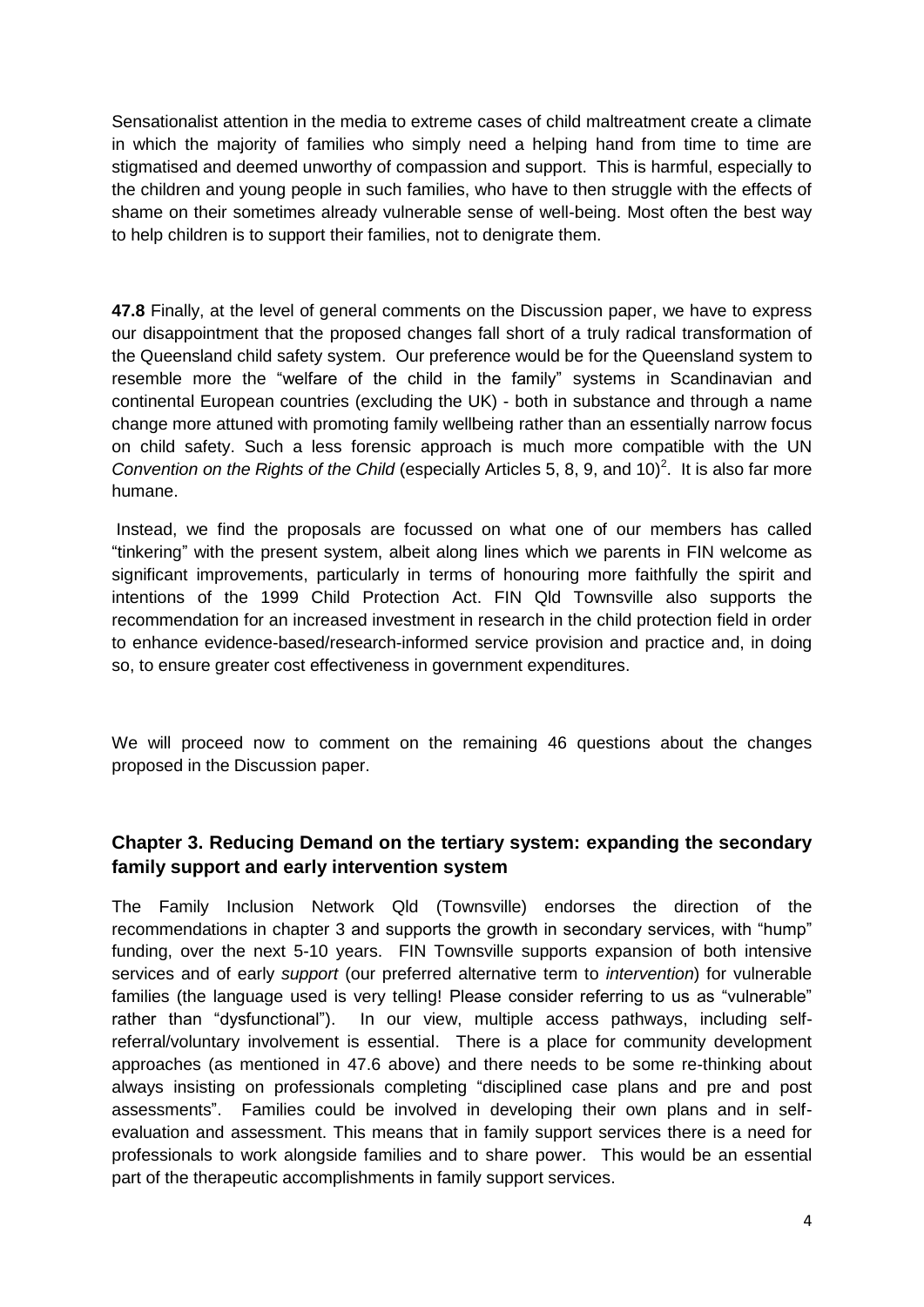Sensationalist attention in the media to extreme cases of child maltreatment create a climate in which the majority of families who simply need a helping hand from time to time are stigmatised and deemed unworthy of compassion and support. This is harmful, especially to the children and young people in such families, who have to then struggle with the effects of shame on their sometimes already vulnerable sense of well-being. Most often the best way to help children is to support their families, not to denigrate them.

**47.8** Finally, at the level of general comments on the Discussion paper, we have to express our disappointment that the proposed changes fall short of a truly radical transformation of the Queensland child safety system. Our preference would be for the Queensland system to resemble more the "welfare of the child in the family" systems in Scandinavian and continental European countries (excluding the UK) - both in substance and through a name change more attuned with promoting family wellbeing rather than an essentially narrow focus on child safety. Such a less forensic approach is much more compatible with the UN *Convention on the Rights of the Child* (especially Articles 5, 8, 9, and 10)[2]. It is also far more humane.

Instead, we find the proposals are focussed on what one of our members has called "tinkering" with the present system, albeit along lines which we parents in FIN welcome as significant improvements, particularly in terms of honouring more faithfully the spirit and intentions of the 1999 Child Protection Act. FIN Qld Townsville also supports the recommendation for an increased investment in research in the child protection field in order to enhance evidence-based/research-informed service provision and practice and, in doing so, to ensure greater cost effectiveness in government expenditures.

We will proceed now to comment on the remaining 46 questions about the changes proposed in the Discussion paper.

## Chapter 3. Reducing Demand on the tertiary system: expanding the secondary family support and early intervention system

The Family Inclusion Network Qld (Townsville) endorses the direction of the recommendations in chapter 3 and supports the growth in secondary services, with "hump" funding, over the next 5-10 years. FIN Townsville supports expansion of both intensive services and of early *support* (our preferred alternative term to *intervention*) for vulnerable families (the language used is very telling! Please consider referring to us as "vulnerable" rather than "dysfunctional"). In our view, multiple access pathways, including self-referral/voluntary involvement is essential. There is a place for community development approaches (as mentioned in 47.6 above) and there needs to be some re-thinking about always insisting on professionals completing "disciplined case plans and pre and post assessments". Families could be involved in developing their own plans and in self-evaluation and assessment. This means that in family support services there is a need for professionals to work alongside families and to share power. This would be an essential part of the therapeutic accomplishments in family support services.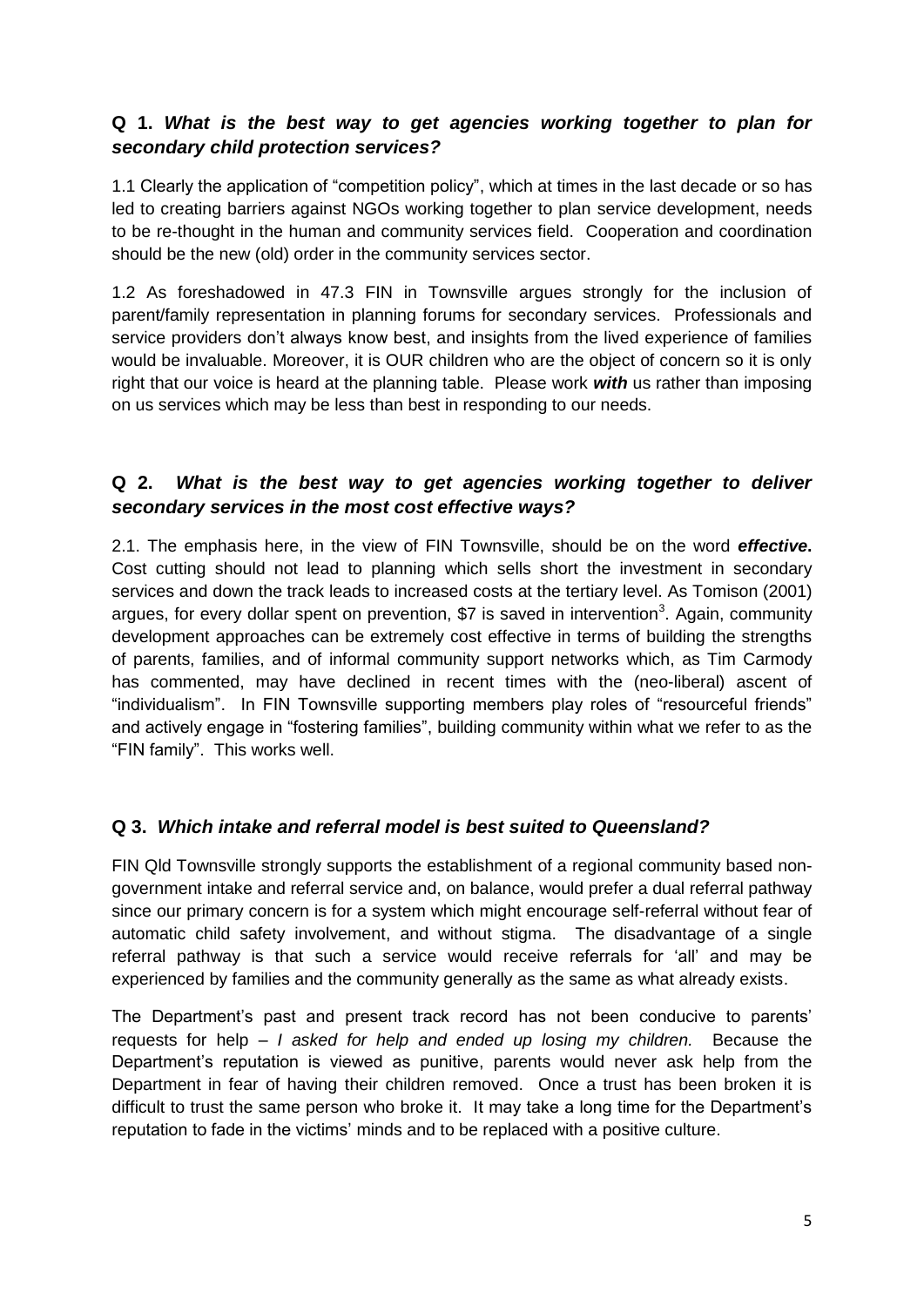## Q 1. *What is the best way to get agencies working together to plan for secondary child protection services?*

1.1 Clearly the application of "competition policy", which at times in the last decade or so has led to creating barriers against NGOs working together to plan service development, needs to be re-thought in the human and community services field. Cooperation and coordination should be the new (old) order in the community services sector.

1.2 As foreshadowed in 47.3 FIN in Townsville argues strongly for the inclusion of parent/family representation in planning forums for secondary services. Professionals and service providers don't always know best, and insights from the lived experience of families would be invaluable. Moreover, it is OUR children who are the object of concern so it is only right that our voice is heard at the planning table. Please work ***with*** us rather than imposing on us services which may be less than best in responding to our needs.

## Q 2. *What is the best way to get agencies working together to deliver secondary services in the most cost effective ways?*

2.1. The emphasis here, in the view of FIN Townsville, should be on the word ***effective***. Cost cutting should not lead to planning which sells short the investment in secondary services and down the track leads to increased costs at the tertiary level. As Tomison (2001) argues, for every dollar spent on prevention, $7 is saved in intervention[3]. Again, community development approaches can be extremely cost effective in terms of building the strengths of parents, families, and of informal community support networks which, as Tim Carmody has commented, may have declined in recent times with the (neo-liberal) ascent of "individualism". In FIN Townsville supporting members play roles of "resourceful friends" and actively engage in "fostering families", building community within what we refer to as the "FIN family". This works well.

## Q 3. *Which intake and referral model is best suited to Queensland?*

FIN Qld Townsville strongly supports the establishment of a regional community based non-government intake and referral service and, on balance, would prefer a dual referral pathway since our primary concern is for a system which might encourage self-referral without fear of automatic child safety involvement, and without stigma. The disadvantage of a single referral pathway is that such a service would receive referrals for 'all' and may be experienced by families and the community generally as the same as what already exists.

The Department's past and present track record has not been conducive to parents' requests for help – *I asked for help and ended up losing my children.* Because the Department's reputation is viewed as punitive, parents would never ask help from the Department in fear of having their children removed. Once a trust has been broken it is difficult to trust the same person who broke it. It may take a long time for the Department's reputation to fade in the victims' minds and to be replaced with a positive culture.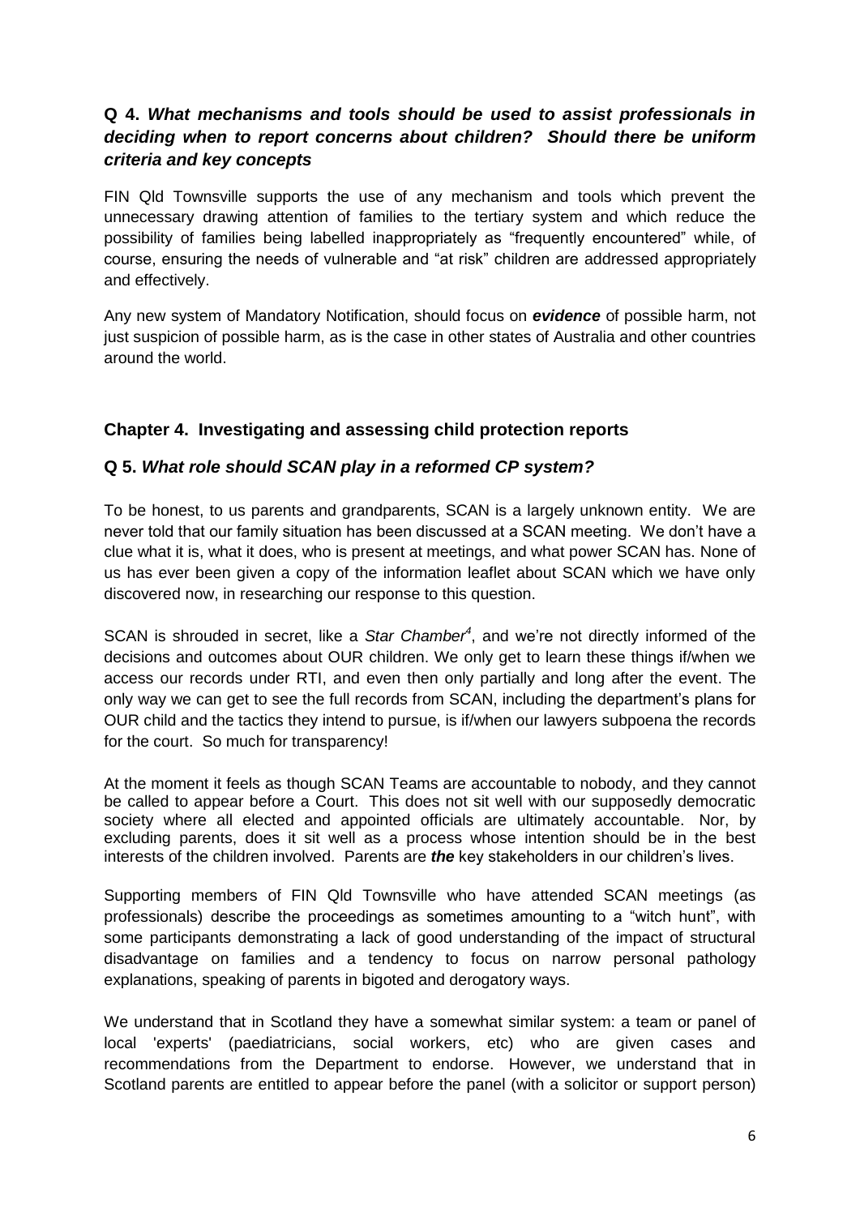### **Q 4.** ***What mechanisms and tools should be used to assist professionals in deciding when to report concerns about children? Should there be uniform criteria and key concepts***

FIN Qld Townsville supports the use of any mechanism and tools which prevent the unnecessary drawing attention of families to the tertiary system and which reduce the possibility of families being labelled inappropriately as "frequently encountered" while, of course, ensuring the needs of vulnerable and "at risk" children are addressed appropriately and effectively.

Any new system of Mandatory Notification, should focus on ***evidence*** of possible harm, not just suspicion of possible harm, as is the case in other states of Australia and other countries around the world.

## **Chapter 4. Investigating and assessing child protection reports**

### **Q 5.** ***What role should SCAN play in a reformed CP system?***

To be honest, to us parents and grandparents, SCAN is a largely unknown entity. We are never told that our family situation has been discussed at a SCAN meeting. We don't have a clue what it is, what it does, who is present at meetings, and what power SCAN has. None of us has ever been given a copy of the information leaflet about SCAN which we have only discovered now, in researching our response to this question.

SCAN is shrouded in secret, like a *Star Chamber*[4], and we're not directly informed of the decisions and outcomes about OUR children. We only get to learn these things if/when we access our records under RTI, and even then only partially and long after the event. The only way we can get to see the full records from SCAN, including the department's plans for OUR child and the tactics they intend to pursue, is if/when our lawyers subpoena the records for the court. So much for transparency!

At the moment it feels as though SCAN Teams are accountable to nobody, and they cannot be called to appear before a Court. This does not sit well with our supposedly democratic society where all elected and appointed officials are ultimately accountable. Nor, by excluding parents, does it sit well as a process whose intention should be in the best interests of the children involved. Parents are ***the*** key stakeholders in our children's lives.

Supporting members of FIN Qld Townsville who have attended SCAN meetings (as professionals) describe the proceedings as sometimes amounting to a "witch hunt", with some participants demonstrating a lack of good understanding of the impact of structural disadvantage on families and a tendency to focus on narrow personal pathology explanations, speaking of parents in bigoted and derogatory ways.

We understand that in Scotland they have a somewhat similar system: a team or panel of local 'experts' (paediatricians, social workers, etc) who are given cases and recommendations from the Department to endorse. However, we understand that in Scotland parents are entitled to appear before the panel (with a solicitor or support person)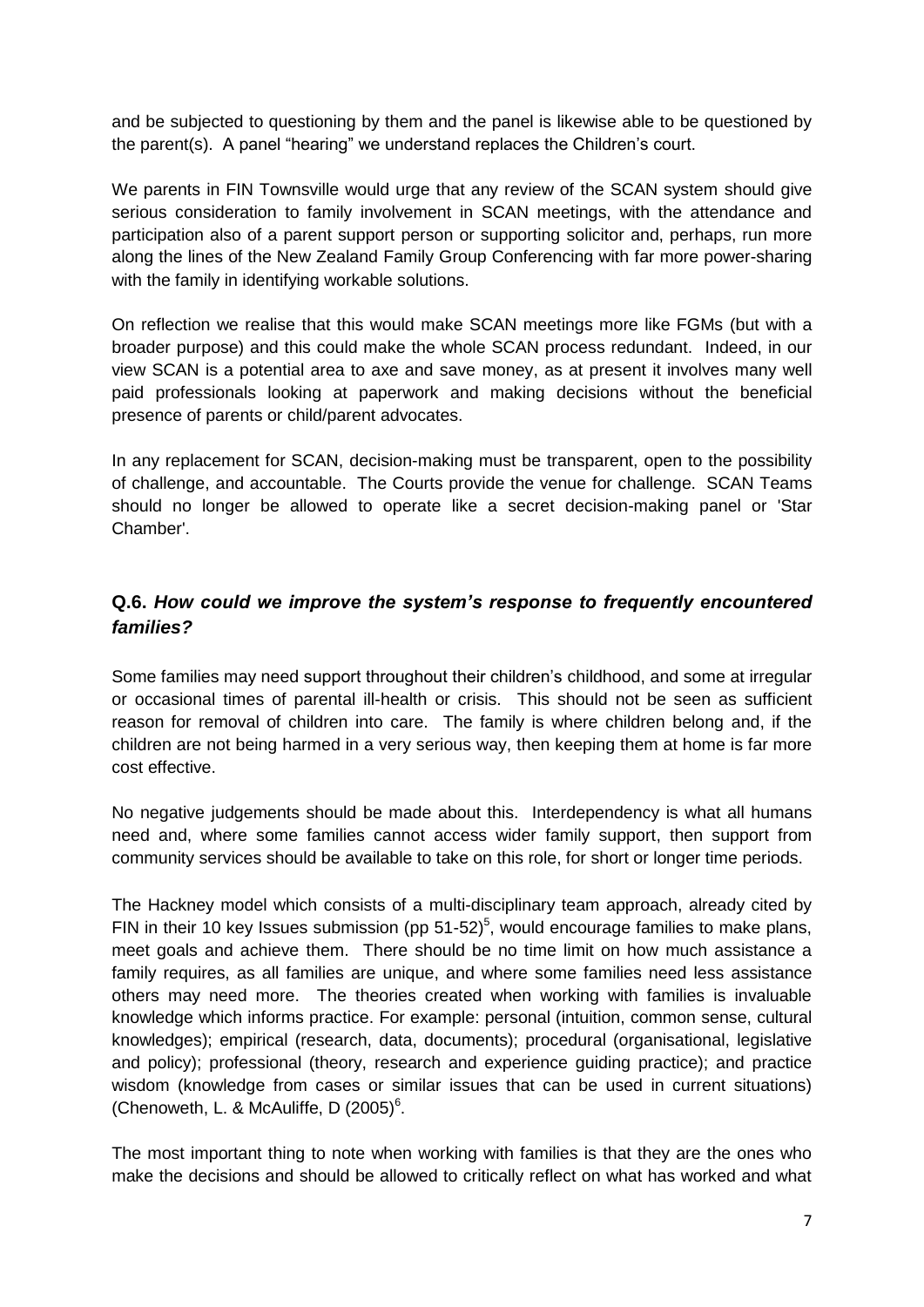and be subjected to questioning by them and the panel is likewise able to be questioned by the parent(s). A panel "hearing" we understand replaces the Children's court.

We parents in FIN Townsville would urge that any review of the SCAN system should give serious consideration to family involvement in SCAN meetings, with the attendance and participation also of a parent support person or supporting solicitor and, perhaps, run more along the lines of the New Zealand Family Group Conferencing with far more power-sharing with the family in identifying workable solutions.

On reflection we realise that this would make SCAN meetings more like FGMs (but with a broader purpose) and this could make the whole SCAN process redundant. Indeed, in our view SCAN is a potential area to axe and save money, as at present it involves many well paid professionals looking at paperwork and making decisions without the beneficial presence of parents or child/parent advocates.

In any replacement for SCAN, decision-making must be transparent, open to the possibility of challenge, and accountable. The Courts provide the venue for challenge. SCAN Teams should no longer be allowed to operate like a secret decision-making panel or 'Star Chamber'.

## Q.6. *How could we improve the system's response to frequently encountered families?*

Some families may need support throughout their children's childhood, and some at irregular or occasional times of parental ill-health or crisis. This should not be seen as sufficient reason for removal of children into care. The family is where children belong and, if the children are not being harmed in a very serious way, then keeping them at home is far more cost effective.

No negative judgements should be made about this. Interdependency is what all humans need and, where some families cannot access wider family support, then support from community services should be available to take on this role, for short or longer time periods.

The Hackney model which consists of a multi-disciplinary team approach, already cited by FIN in their 10 key Issues submission (pp 51-52)[5], would encourage families to make plans, meet goals and achieve them. There should be no time limit on how much assistance a family requires, as all families are unique, and where some families need less assistance others may need more. The theories created when working with families is invaluable knowledge which informs practice. For example: personal (intuition, common sense, cultural knowledges); empirical (research, data, documents); procedural (organisational, legislative and policy); professional (theory, research and experience guiding practice); and practice wisdom (knowledge from cases or similar issues that can be used in current situations) (Chenoweth, L. & McAuliffe, D (2005)[6].

The most important thing to note when working with families is that they are the ones who make the decisions and should be allowed to critically reflect on what has worked and what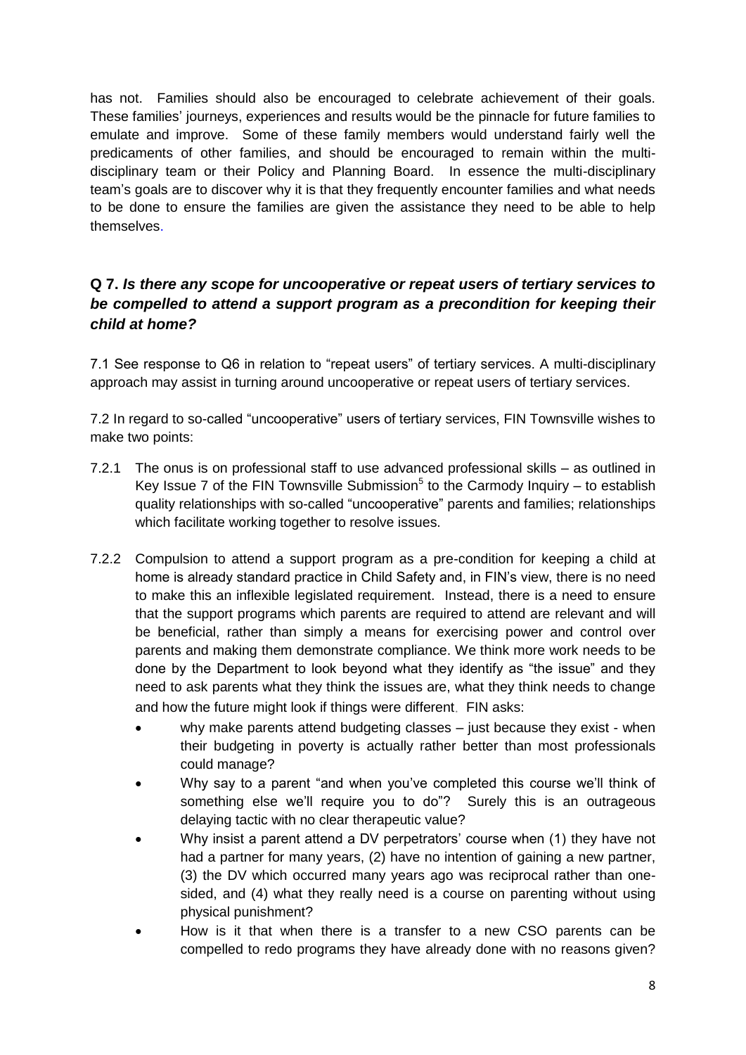has not. Families should also be encouraged to celebrate achievement of their goals. These families' journeys, experiences and results would be the pinnacle for future families to emulate and improve. Some of these family members would understand fairly well the predicaments of other families, and should be encouraged to remain within the multi-disciplinary team or their Policy and Planning Board. In essence the multi-disciplinary team's goals are to discover why it is that they frequently encounter families and what needs to be done to ensure the families are given the assistance they need to be able to help themselves.

## Q 7. *Is there any scope for uncooperative or repeat users of tertiary services to be compelled to attend a support program as a precondition for keeping their child at home?*

7.1 See response to Q6 in relation to "repeat users" of tertiary services. A multi-disciplinary approach may assist in turning around uncooperative or repeat users of tertiary services.

7.2 In regard to so-called "uncooperative" users of tertiary services, FIN Townsville wishes to make two points:

7.2.1 The onus is on professional staff to use advanced professional skills – as outlined in Key Issue 7 of the FIN Townsville Submission[5] to the Carmody Inquiry – to establish quality relationships with so-called "uncooperative" parents and families; relationships which facilitate working together to resolve issues.

7.2.2 Compulsion to attend a support program as a pre-condition for keeping a child at home is already standard practice in Child Safety and, in FIN's view, there is no need to make this an inflexible legislated requirement. Instead, there is a need to ensure that the support programs which parents are required to attend are relevant and will be beneficial, rather than simply a means for exercising power and control over parents and making them demonstrate compliance. We think more work needs to be done by the Department to look beyond what they identify as "the issue" and they need to ask parents what they think the issues are, what they think needs to change and how the future might look if things were different. FIN asks:

- why make parents attend budgeting classes – just because they exist - when their budgeting in poverty is actually rather better than most professionals could manage?
- Why say to a parent "and when you've completed this course we'll think of something else we'll require you to do"? Surely this is an outrageous delaying tactic with no clear therapeutic value?
- Why insist a parent attend a DV perpetrators' course when (1) they have not had a partner for many years, (2) have no intention of gaining a new partner, (3) the DV which occurred many years ago was reciprocal rather than one-sided, and (4) what they really need is a course on parenting without using physical punishment?
- How is it that when there is a transfer to a new CSO parents can be compelled to redo programs they have already done with no reasons given?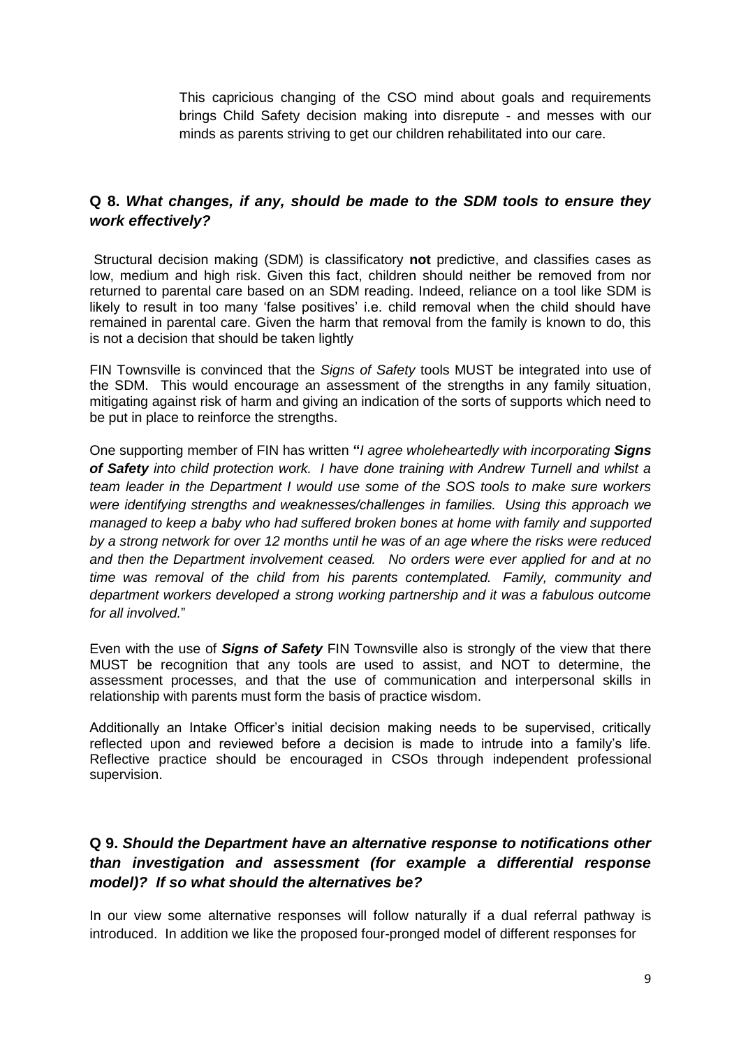This capricious changing of the CSO mind about goals and requirements brings Child Safety decision making into disrepute - and messes with our minds as parents striving to get our children rehabilitated into our care.

## Q 8. *What changes, if any, should be made to the SDM tools to ensure they work effectively?*

Structural decision making (SDM) is classificatory **not** predictive, and classifies cases as low, medium and high risk. Given this fact, children should neither be removed from nor returned to parental care based on an SDM reading. Indeed, reliance on a tool like SDM is likely to result in too many 'false positives' i.e. child removal when the child should have remained in parental care. Given the harm that removal from the family is known to do, this is not a decision that should be taken lightly

FIN Townsville is convinced that the *Signs of Safety* tools MUST be integrated into use of the SDM. This would encourage an assessment of the strengths in any family situation, mitigating against risk of harm and giving an indication of the sorts of supports which need to be put in place to reinforce the strengths.

One supporting member of FIN has written **"***I agree wholeheartedly with incorporating* ***Signs of Safety*** *into child protection work. I have done training with Andrew Turnell and whilst a team leader in the Department I would use some of the SOS tools to make sure workers were identifying strengths and weaknesses/challenges in families. Using this approach we managed to keep a baby who had suffered broken bones at home with family and supported by a strong network for over 12 months until he was of an age where the risks were reduced and then the Department involvement ceased. No orders were ever applied for and at no time was removal of the child from his parents contemplated. Family, community and department workers developed a strong working partnership and it was a fabulous outcome for all involved.*"

Even with the use of ***Signs of Safety*** FIN Townsville also is strongly of the view that there MUST be recognition that any tools are used to assist, and NOT to determine, the assessment processes, and that the use of communication and interpersonal skills in relationship with parents must form the basis of practice wisdom.

Additionally an Intake Officer's initial decision making needs to be supervised, critically reflected upon and reviewed before a decision is made to intrude into a family's life. Reflective practice should be encouraged in CSOs through independent professional supervision.

## Q 9. *Should the Department have an alternative response to notifications other than investigation and assessment (for example a differential response model)? If so what should the alternatives be?*

In our view some alternative responses will follow naturally if a dual referral pathway is introduced. In addition we like the proposed four-pronged model of different responses for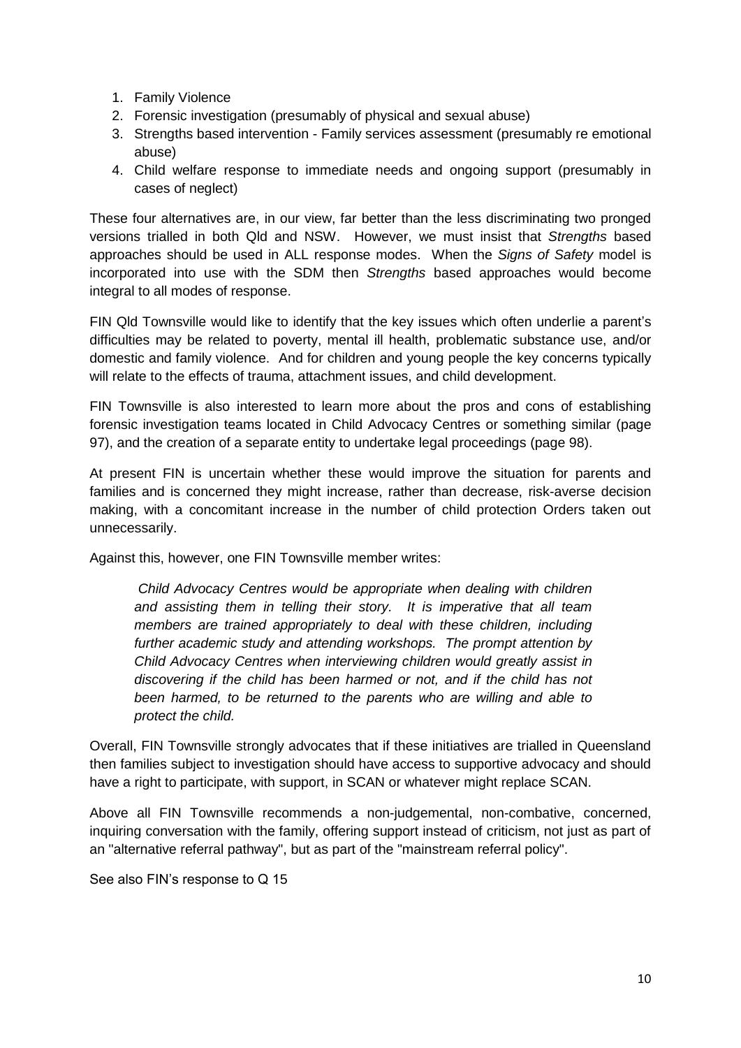1. Family Violence
2. Forensic investigation (presumably of physical and sexual abuse)
3. Strengths based intervention - Family services assessment (presumably re emotional abuse)
4. Child welfare response to immediate needs and ongoing support (presumably in cases of neglect)

These four alternatives are, in our view, far better than the less discriminating two pronged versions trialled in both Qld and NSW. However, we must insist that *Strengths* based approaches should be used in ALL response modes. When the *Signs of Safety* model is incorporated into use with the SDM then *Strengths* based approaches would become integral to all modes of response.

FIN Qld Townsville would like to identify that the key issues which often underlie a parent's difficulties may be related to poverty, mental ill health, problematic substance use, and/or domestic and family violence. And for children and young people the key concerns typically will relate to the effects of trauma, attachment issues, and child development.

FIN Townsville is also interested to learn more about the pros and cons of establishing forensic investigation teams located in Child Advocacy Centres or something similar (page 97), and the creation of a separate entity to undertake legal proceedings (page 98).

At present FIN is uncertain whether these would improve the situation for parents and families and is concerned they might increase, rather than decrease, risk-averse decision making, with a concomitant increase in the number of child protection Orders taken out unnecessarily.

Against this, however, one FIN Townsville member writes:

> *Child Advocacy Centres would be appropriate when dealing with children and assisting them in telling their story. It is imperative that all team members are trained appropriately to deal with these children, including further academic study and attending workshops. The prompt attention by Child Advocacy Centres when interviewing children would greatly assist in discovering if the child has been harmed or not, and if the child has not been harmed, to be returned to the parents who are willing and able to protect the child.*

Overall, FIN Townsville strongly advocates that if these initiatives are trialled in Queensland then families subject to investigation should have access to supportive advocacy and should have a right to participate, with support, in SCAN or whatever might replace SCAN.

Above all FIN Townsville recommends a non-judgemental, non-combative, concerned, inquiring conversation with the family, offering support instead of criticism, not just as part of an "alternative referral pathway", but as part of the "mainstream referral policy".

See also FIN's response to Q 15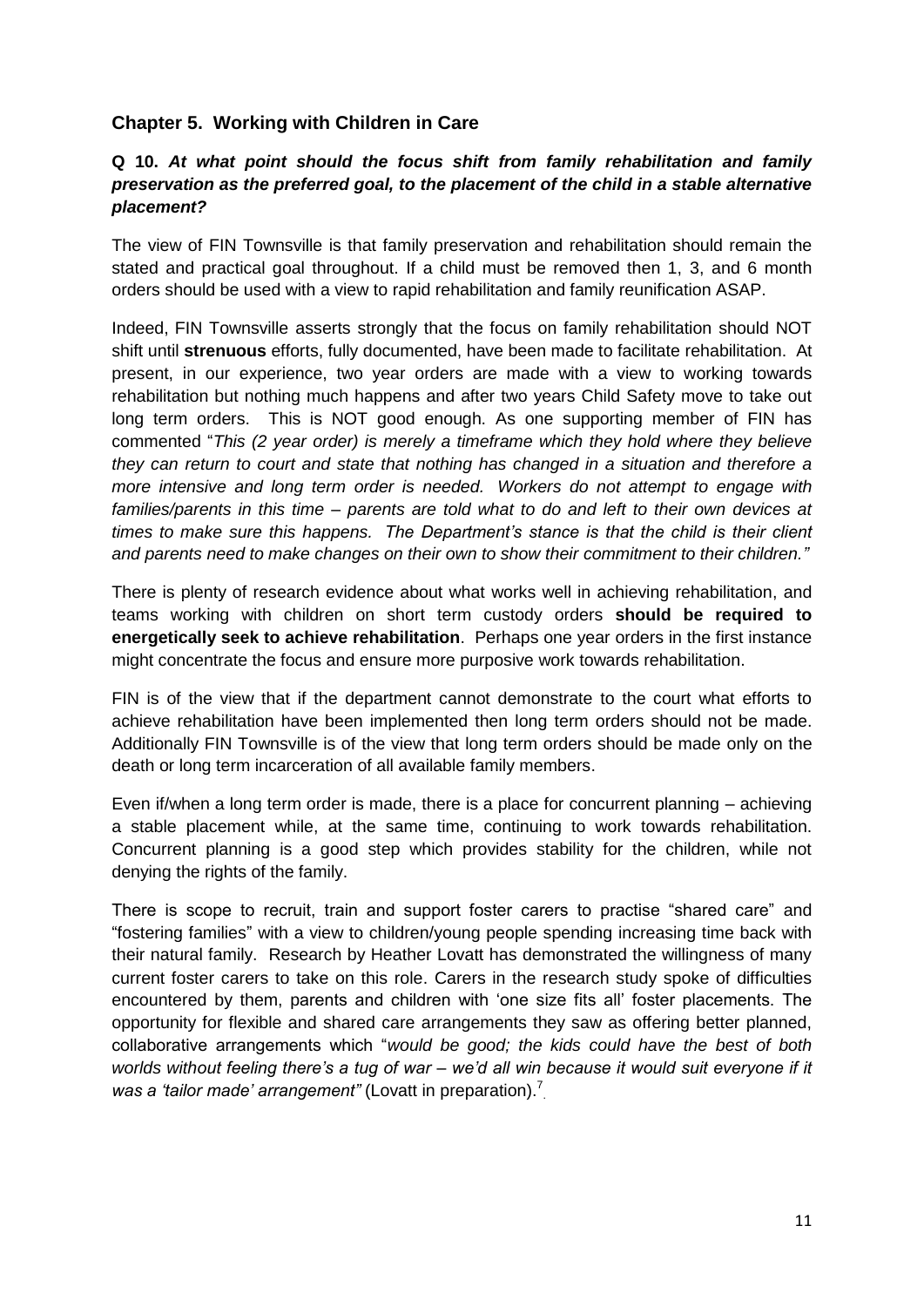## Chapter 5. Working with Children in Care

**Q 10.** ***At what point should the focus shift from family rehabilitation and family preservation as the preferred goal, to the placement of the child in a stable alternative placement?***

The view of FIN Townsville is that family preservation and rehabilitation should remain the stated and practical goal throughout. If a child must be removed then 1, 3, and 6 month orders should be used with a view to rapid rehabilitation and family reunification ASAP.

Indeed, FIN Townsville asserts strongly that the focus on family rehabilitation should NOT shift until **strenuous** efforts, fully documented, have been made to facilitate rehabilitation. At present, in our experience, two year orders are made with a view to working towards rehabilitation but nothing much happens and after two years Child Safety move to take out long term orders. This is NOT good enough. As one supporting member of FIN has commented "*This (2 year order) is merely a timeframe which they hold where they believe they can return to court and state that nothing has changed in a situation and therefore a more intensive and long term order is needed. Workers do not attempt to engage with families/parents in this time – parents are told what to do and left to their own devices at times to make sure this happens. The Department's stance is that the child is their client and parents need to make changes on their own to show their commitment to their children."*

There is plenty of research evidence about what works well in achieving rehabilitation, and teams working with children on short term custody orders **should be required to energetically seek to achieve rehabilitation**. Perhaps one year orders in the first instance might concentrate the focus and ensure more purposive work towards rehabilitation.

FIN is of the view that if the department cannot demonstrate to the court what efforts to achieve rehabilitation have been implemented then long term orders should not be made. Additionally FIN Townsville is of the view that long term orders should be made only on the death or long term incarceration of all available family members.

Even if/when a long term order is made, there is a place for concurrent planning – achieving a stable placement while, at the same time, continuing to work towards rehabilitation. Concurrent planning is a good step which provides stability for the children, while not denying the rights of the family.

There is scope to recruit, train and support foster carers to practise "shared care" and "fostering families" with a view to children/young people spending increasing time back with their natural family. Research by Heather Lovatt has demonstrated the willingness of many current foster carers to take on this role. Carers in the research study spoke of difficulties encountered by them, parents and children with 'one size fits all' foster placements. The opportunity for flexible and shared care arrangements they saw as offering better planned, collaborative arrangements which "*would be good; the kids could have the best of both worlds without feeling there's a tug of war – we'd all win because it would suit everyone if it was a 'tailor made' arrangement"* (Lovatt in preparation).[7]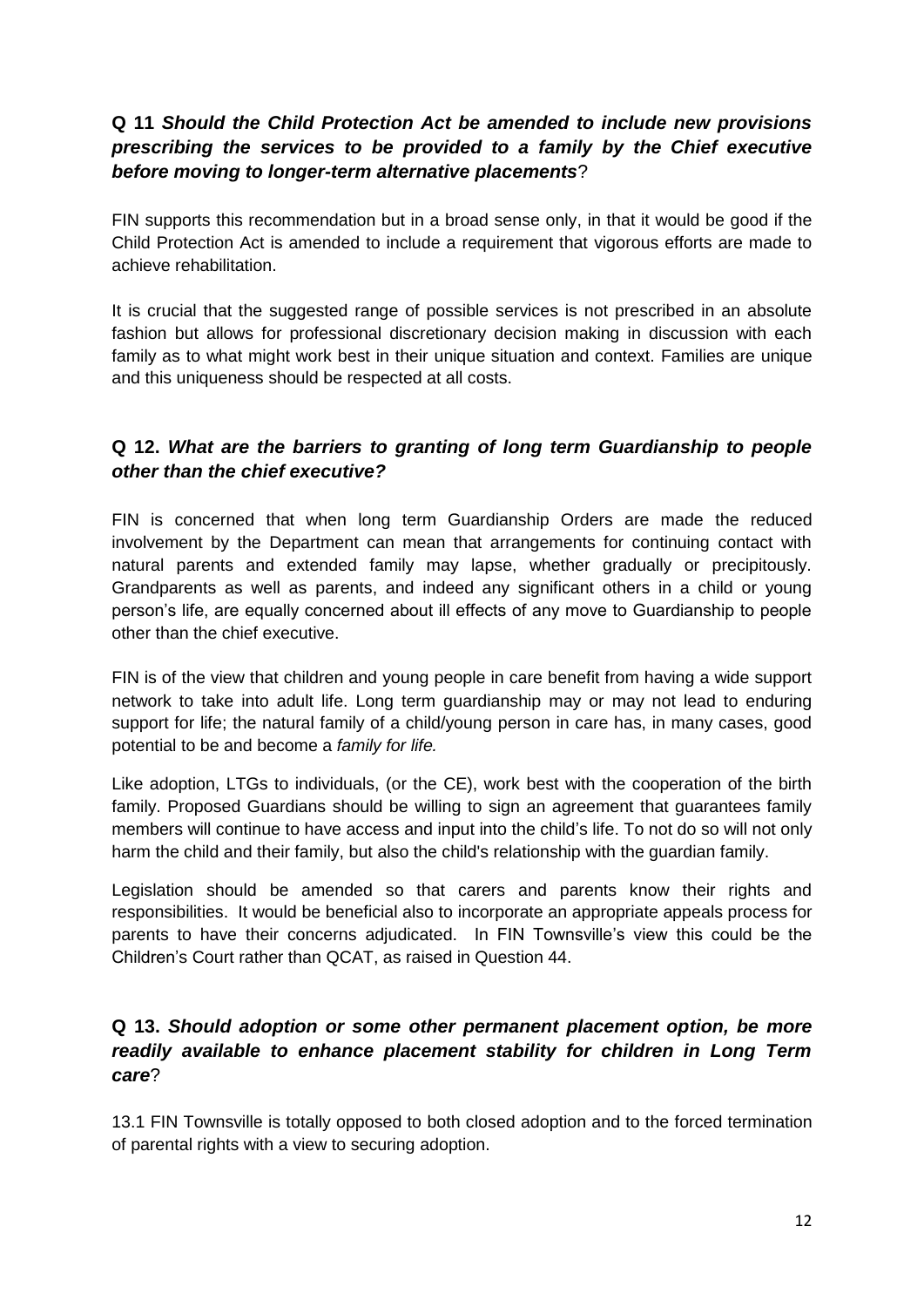**Q 11** ***Should the Child Protection Act be amended to include new provisions prescribing the services to be provided to a family by the Chief executive before moving to longer-term alternative placements*****?**

FIN supports this recommendation but in a broad sense only, in that it would be good if the Child Protection Act is amended to include a requirement that vigorous efforts are made to achieve rehabilitation.

It is crucial that the suggested range of possible services is not prescribed in an absolute fashion but allows for professional discretionary decision making in discussion with each family as to what might work best in their unique situation and context. Families are unique and this uniqueness should be respected at all costs.

**Q 12.** ***What are the barriers to granting of long term Guardianship to people other than the chief executive?***

FIN is concerned that when long term Guardianship Orders are made the reduced involvement by the Department can mean that arrangements for continuing contact with natural parents and extended family may lapse, whether gradually or precipitously. Grandparents as well as parents, and indeed any significant others in a child or young person's life, are equally concerned about ill effects of any move to Guardianship to people other than the chief executive.

FIN is of the view that children and young people in care benefit from having a wide support network to take into adult life. Long term guardianship may or may not lead to enduring support for life; the natural family of a child/young person in care has, in many cases, good potential to be and become a *family for life.*

Like adoption, LTGs to individuals, (or the CE), work best with the cooperation of the birth family. Proposed Guardians should be willing to sign an agreement that guarantees family members will continue to have access and input into the child's life. To not do so will not only harm the child and their family, but also the child's relationship with the guardian family.

Legislation should be amended so that carers and parents know their rights and responsibilities. It would be beneficial also to incorporate an appropriate appeals process for parents to have their concerns adjudicated. In FIN Townsville's view this could be the Children's Court rather than QCAT, as raised in Question 44.

**Q 13.** ***Should adoption or some other permanent placement option, be more readily available to enhance placement stability for children in Long Term care*****?**

13.1 FIN Townsville is totally opposed to both closed adoption and to the forced termination of parental rights with a view to securing adoption.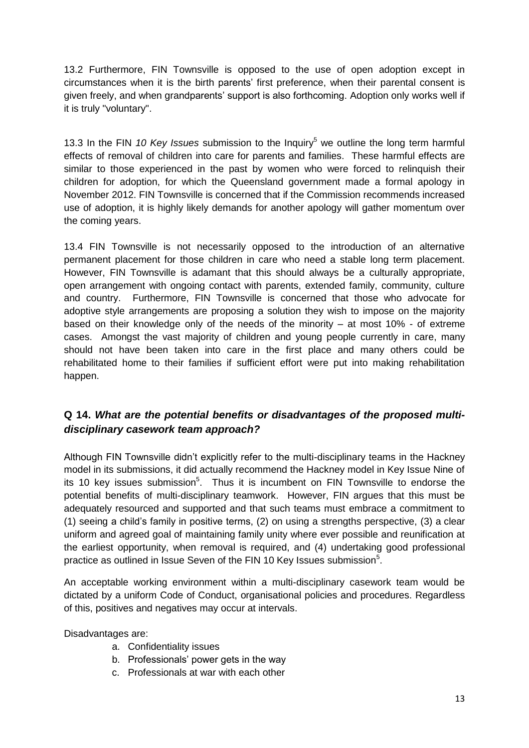13.2 Furthermore, FIN Townsville is opposed to the use of open adoption except in circumstances when it is the birth parents' first preference, when their parental consent is given freely, and when grandparents' support is also forthcoming. Adoption only works well if it is truly "voluntary".

13.3 In the FIN *10 Key Issues* submission to the Inquiry[5] we outline the long term harmful effects of removal of children into care for parents and families. These harmful effects are similar to those experienced in the past by women who were forced to relinquish their children for adoption, for which the Queensland government made a formal apology in November 2012. FIN Townsville is concerned that if the Commission recommends increased use of adoption, it is highly likely demands for another apology will gather momentum over the coming years.

13.4 FIN Townsville is not necessarily opposed to the introduction of an alternative permanent placement for those children in care who need a stable long term placement. However, FIN Townsville is adamant that this should always be a culturally appropriate, open arrangement with ongoing contact with parents, extended family, community, culture and country. Furthermore, FIN Townsville is concerned that those who advocate for adoptive style arrangements are proposing a solution they wish to impose on the majority based on their knowledge only of the needs of the minority – at most 10% - of extreme cases. Amongst the vast majority of children and young people currently in care, many should not have been taken into care in the first place and many others could be rehabilitated home to their families if sufficient effort were put into making rehabilitation happen.

### Q 14. *What are the potential benefits or disadvantages of the proposed multi-disciplinary casework team approach?*

Although FIN Townsville didn't explicitly refer to the multi-disciplinary teams in the Hackney model in its submissions, it did actually recommend the Hackney model in Key Issue Nine of its 10 key issues submission[5]. Thus it is incumbent on FIN Townsville to endorse the potential benefits of multi-disciplinary teamwork. However, FIN argues that this must be adequately resourced and supported and that such teams must embrace a commitment to (1) seeing a child's family in positive terms, (2) on using a strengths perspective, (3) a clear uniform and agreed goal of maintaining family unity where ever possible and reunification at the earliest opportunity, when removal is required, and (4) undertaking good professional practice as outlined in Issue Seven of the FIN 10 Key Issues submission[5].

An acceptable working environment within a multi-disciplinary casework team would be dictated by a uniform Code of Conduct, organisational policies and procedures. Regardless of this, positives and negatives may occur at intervals.

Disadvantages are:

a. Confidentiality issues
b. Professionals' power gets in the way
c. Professionals at war with each other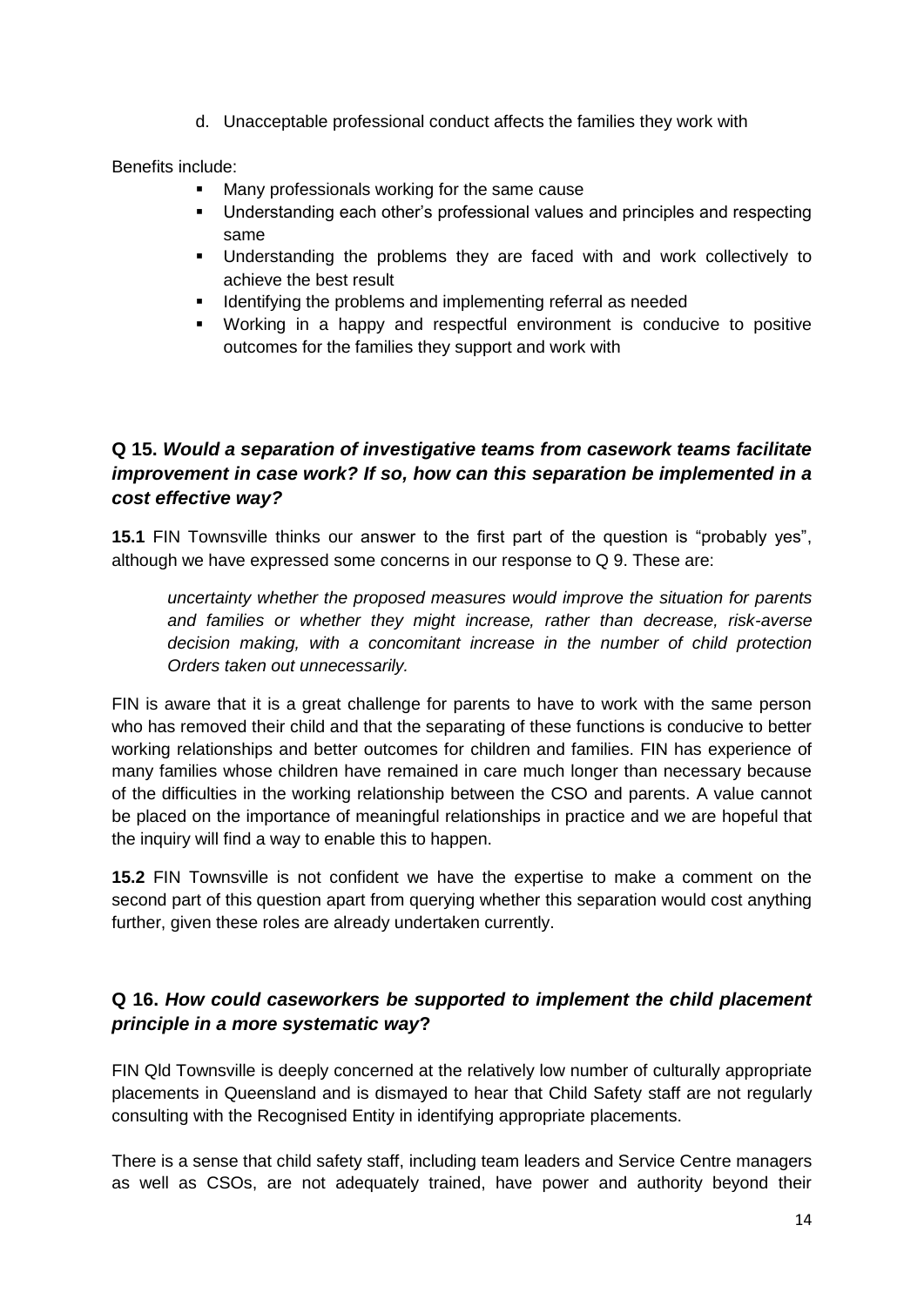d. Unacceptable professional conduct affects the families they work with

Benefits include:

- Many professionals working for the same cause
- Understanding each other's professional values and principles and respecting same
- Understanding the problems they are faced with and work collectively to achieve the best result
- Identifying the problems and implementing referral as needed
- Working in a happy and respectful environment is conducive to positive outcomes for the families they support and work with

## Q 15. *Would a separation of investigative teams from casework teams facilitate improvement in case work? If so, how can this separation be implemented in a cost effective way?*

**15.1** FIN Townsville thinks our answer to the first part of the question is "probably yes", although we have expressed some concerns in our response to Q 9. These are:

> *uncertainty whether the proposed measures would improve the situation for parents and families or whether they might increase, rather than decrease, risk-averse decision making, with a concomitant increase in the number of child protection Orders taken out unnecessarily.*

FIN is aware that it is a great challenge for parents to have to work with the same person who has removed their child and that the separating of these functions is conducive to better working relationships and better outcomes for children and families. FIN has experience of many families whose children have remained in care much longer than necessary because of the difficulties in the working relationship between the CSO and parents. A value cannot be placed on the importance of meaningful relationships in practice and we are hopeful that the inquiry will find a way to enable this to happen.

**15.2** FIN Townsville is not confident we have the expertise to make a comment on the second part of this question apart from querying whether this separation would cost anything further, given these roles are already undertaken currently.

## Q 16. *How could caseworkers be supported to implement the child placement principle in a more systematic way***?**

FIN Qld Townsville is deeply concerned at the relatively low number of culturally appropriate placements in Queensland and is dismayed to hear that Child Safety staff are not regularly consulting with the Recognised Entity in identifying appropriate placements.

There is a sense that child safety staff, including team leaders and Service Centre managers as well as CSOs, are not adequately trained, have power and authority beyond their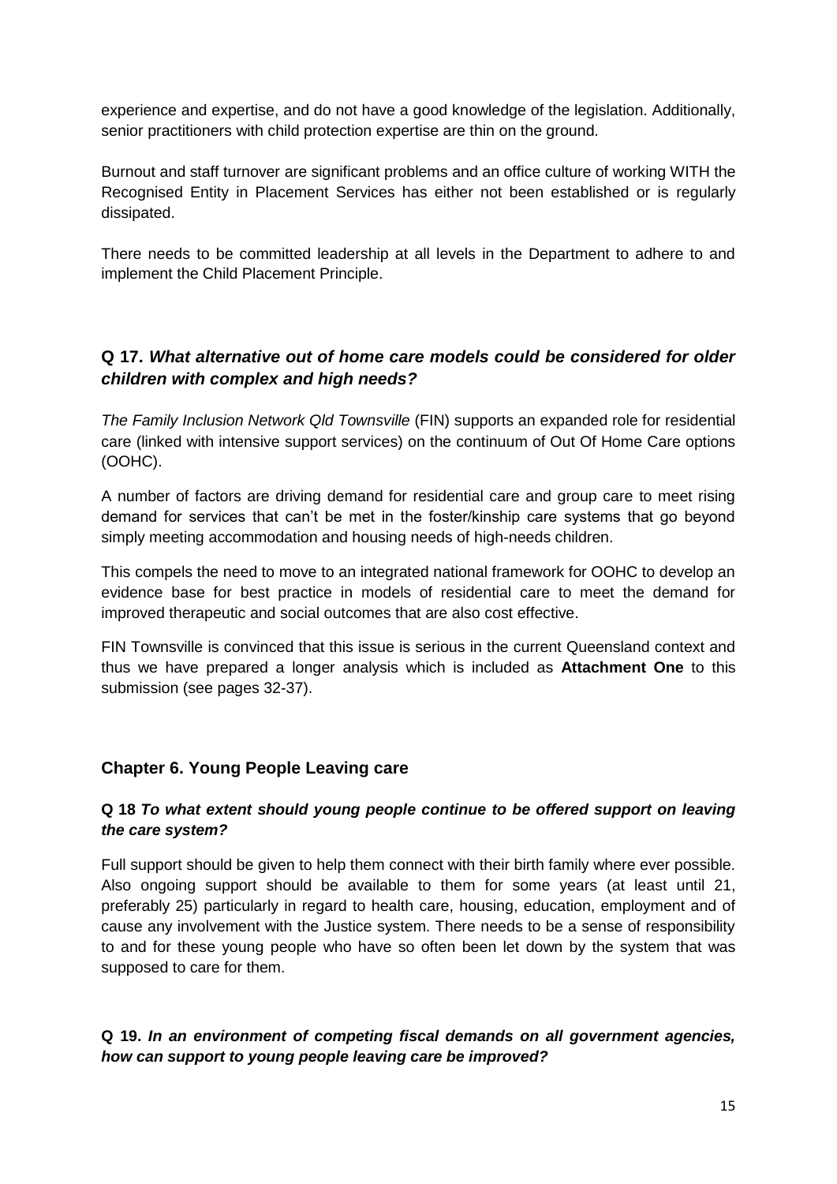experience and expertise, and do not have a good knowledge of the legislation. Additionally, senior practitioners with child protection expertise are thin on the ground.

Burnout and staff turnover are significant problems and an office culture of working WITH the Recognised Entity in Placement Services has either not been established or is regularly dissipated.

There needs to be committed leadership at all levels in the Department to adhere to and implement the Child Placement Principle.

### Q 17. *What alternative out of home care models could be considered for older children with complex and high needs?*

*The Family Inclusion Network Qld Townsville* (FIN) supports an expanded role for residential care (linked with intensive support services) on the continuum of Out Of Home Care options (OOHC).

A number of factors are driving demand for residential care and group care to meet rising demand for services that can't be met in the foster/kinship care systems that go beyond simply meeting accommodation and housing needs of high-needs children.

This compels the need to move to an integrated national framework for OOHC to develop an evidence base for best practice in models of residential care to meet the demand for improved therapeutic and social outcomes that are also cost effective.

FIN Townsville is convinced that this issue is serious in the current Queensland context and thus we have prepared a longer analysis which is included as **Attachment One** to this submission (see pages 32-37).

## Chapter 6. Young People Leaving care

### Q 18 *To what extent should young people continue to be offered support on leaving the care system?*

Full support should be given to help them connect with their birth family where ever possible. Also ongoing support should be available to them for some years (at least until 21, preferably 25) particularly in regard to health care, housing, education, employment and of cause any involvement with the Justice system. There needs to be a sense of responsibility to and for these young people who have so often been let down by the system that was supposed to care for them.

### Q 19. *In an environment of competing fiscal demands on all government agencies, how can support to young people leaving care be improved?*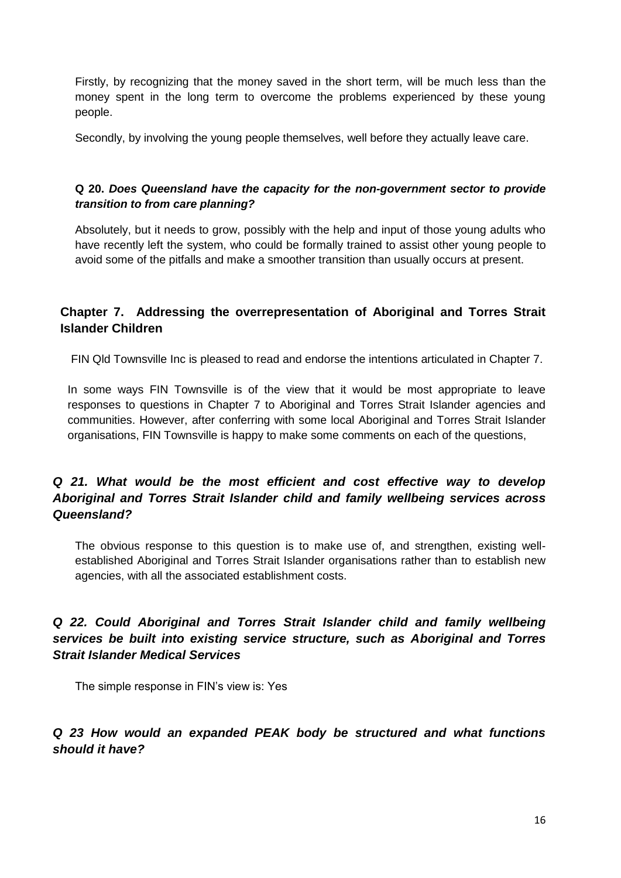Firstly, by recognizing that the money saved in the short term, will be much less than the money spent in the long term to overcome the problems experienced by these young people.

Secondly, by involving the young people themselves, well before they actually leave care.

**Q 20. *Does Queensland have the capacity for the non-government sector to provide transition to from care planning?***

Absolutely, but it needs to grow, possibly with the help and input of those young adults who have recently left the system, who could be formally trained to assist other young people to avoid some of the pitfalls and make a smoother transition than usually occurs at present.

## Chapter 7. Addressing the overrepresentation of Aboriginal and Torres Strait Islander Children

FIN Qld Townsville Inc is pleased to read and endorse the intentions articulated in Chapter 7.

In some ways FIN Townsville is of the view that it would be most appropriate to leave responses to questions in Chapter 7 to Aboriginal and Torres Strait Islander agencies and communities. However, after conferring with some local Aboriginal and Torres Strait Islander organisations, FIN Townsville is happy to make some comments on each of the questions,

### *Q 21. What would be the most efficient and cost effective way to develop Aboriginal and Torres Strait Islander child and family wellbeing services across Queensland?*

The obvious response to this question is to make use of, and strengthen, existing well-established Aboriginal and Torres Strait Islander organisations rather than to establish new agencies, with all the associated establishment costs.

### *Q 22. Could Aboriginal and Torres Strait Islander child and family wellbeing services be built into existing service structure, such as Aboriginal and Torres Strait Islander Medical Services*

The simple response in FIN's view is: Yes

### *Q 23 How would an expanded PEAK body be structured and what functions should it have?*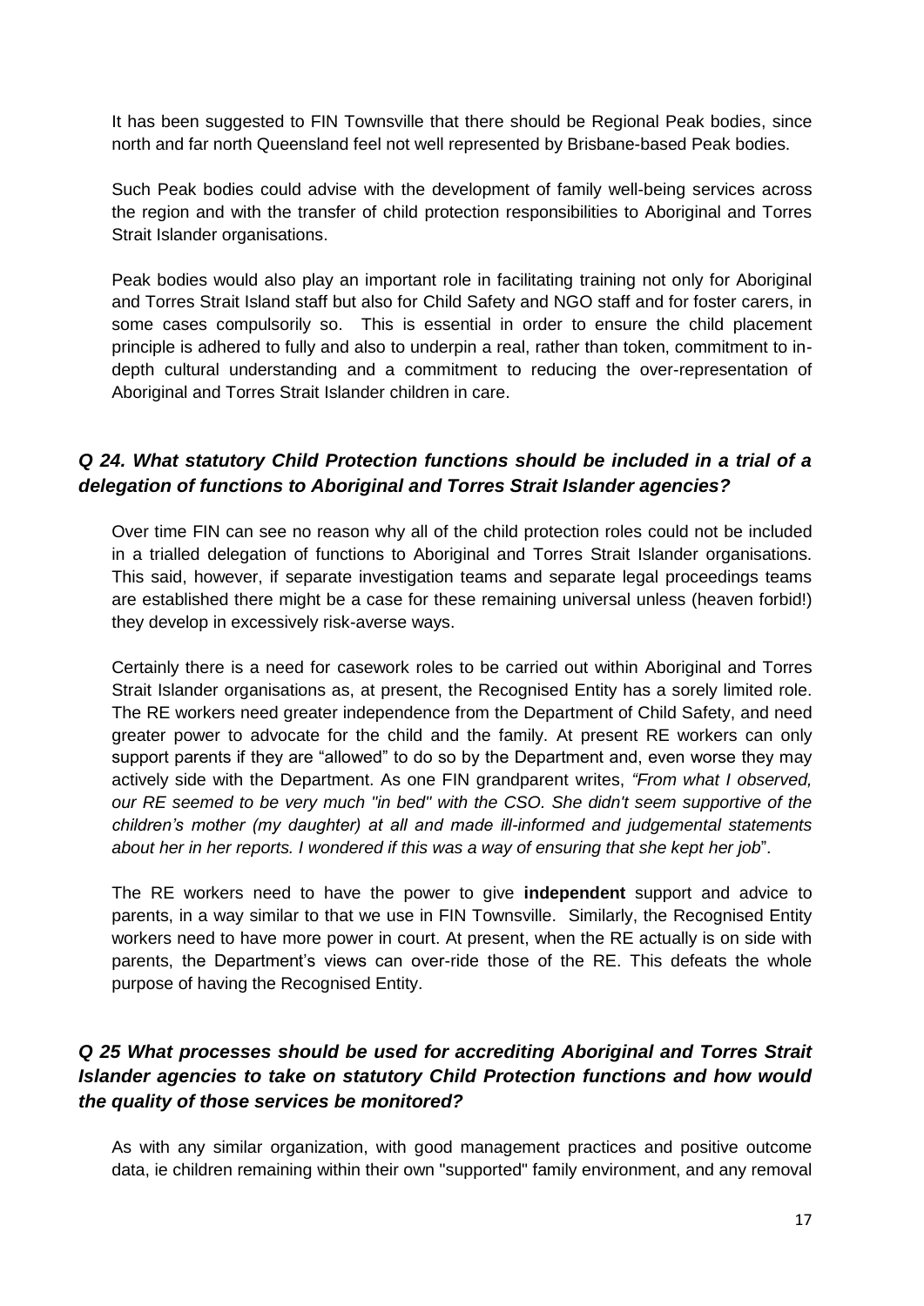It has been suggested to FIN Townsville that there should be Regional Peak bodies, since north and far north Queensland feel not well represented by Brisbane-based Peak bodies.

Such Peak bodies could advise with the development of family well-being services across the region and with the transfer of child protection responsibilities to Aboriginal and Torres Strait Islander organisations.

Peak bodies would also play an important role in facilitating training not only for Aboriginal and Torres Strait Island staff but also for Child Safety and NGO staff and for foster carers, in some cases compulsorily so. This is essential in order to ensure the child placement principle is adhered to fully and also to underpin a real, rather than token, commitment to in-depth cultural understanding and a commitment to reducing the over-representation of Aboriginal and Torres Strait Islander children in care.

### *Q 24. What statutory Child Protection functions should be included in a trial of a delegation of functions to Aboriginal and Torres Strait Islander agencies?*

Over time FIN can see no reason why all of the child protection roles could not be included in a trialled delegation of functions to Aboriginal and Torres Strait Islander organisations. This said, however, if separate investigation teams and separate legal proceedings teams are established there might be a case for these remaining universal unless (heaven forbid!) they develop in excessively risk-averse ways.

Certainly there is a need for casework roles to be carried out within Aboriginal and Torres Strait Islander organisations as, at present, the Recognised Entity has a sorely limited role. The RE workers need greater independence from the Department of Child Safety, and need greater power to advocate for the child and the family. At present RE workers can only support parents if they are "allowed" to do so by the Department and, even worse they may actively side with the Department. As one FIN grandparent writes, *"From what I observed, our RE seemed to be very much "in bed" with the CSO. She didn't seem supportive of the children's mother (my daughter) at all and made ill-informed and judgemental statements about her in her reports. I wondered if this was a way of ensuring that she kept her job*".

The RE workers need to have the power to give **independent** support and advice to parents, in a way similar to that we use in FIN Townsville. Similarly, the Recognised Entity workers need to have more power in court. At present, when the RE actually is on side with parents, the Department's views can over-ride those of the RE. This defeats the whole purpose of having the Recognised Entity.

### *Q 25 What processes should be used for accrediting Aboriginal and Torres Strait Islander agencies to take on statutory Child Protection functions and how would the quality of those services be monitored?*

As with any similar organization, with good management practices and positive outcome data, ie children remaining within their own "supported" family environment, and any removal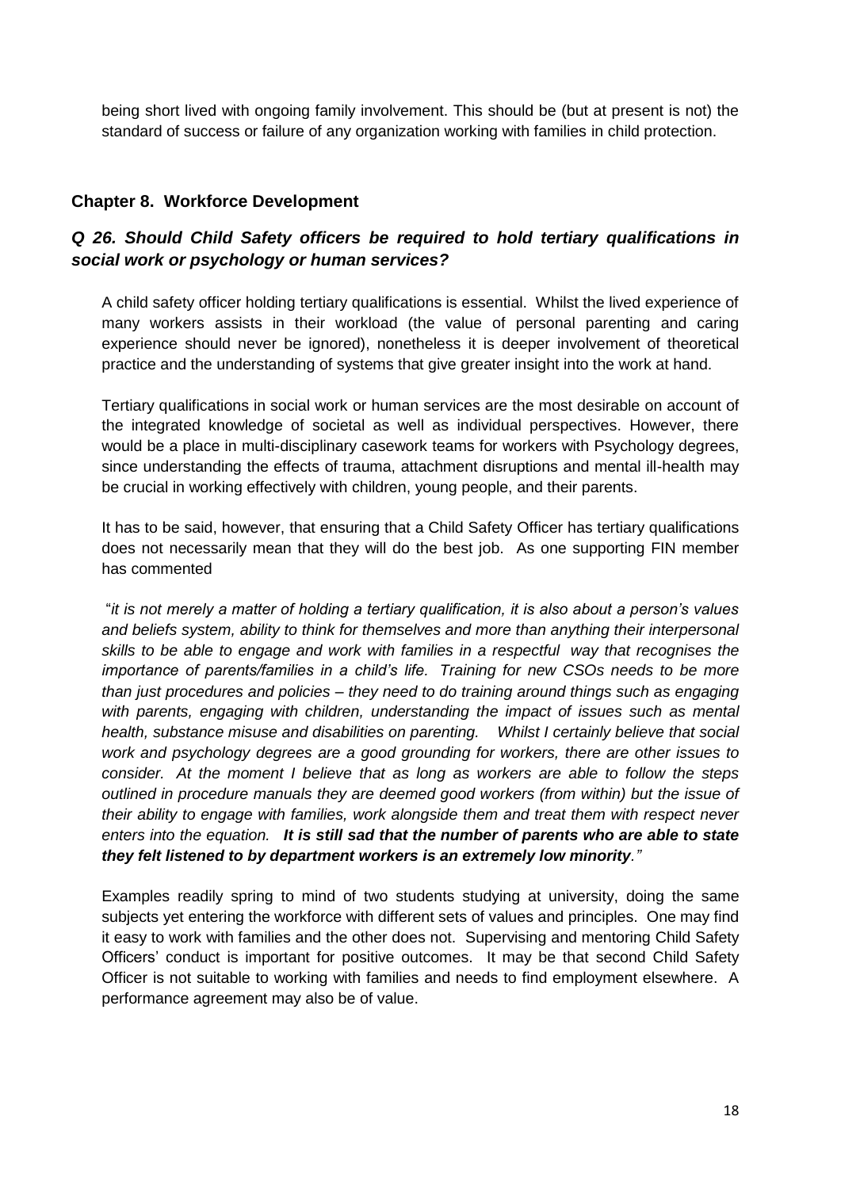being short lived with ongoing family involvement. This should be (but at present is not) the standard of success or failure of any organization working with families in child protection.

## Chapter 8. Workforce Development

### *Q 26. Should Child Safety officers be required to hold tertiary qualifications in social work or psychology or human services?*

A child safety officer holding tertiary qualifications is essential. Whilst the lived experience of many workers assists in their workload (the value of personal parenting and caring experience should never be ignored), nonetheless it is deeper involvement of theoretical practice and the understanding of systems that give greater insight into the work at hand.

Tertiary qualifications in social work or human services are the most desirable on account of the integrated knowledge of societal as well as individual perspectives. However, there would be a place in multi-disciplinary casework teams for workers with Psychology degrees, since understanding the effects of trauma, attachment disruptions and mental ill-health may be crucial in working effectively with children, young people, and their parents.

It has to be said, however, that ensuring that a Child Safety Officer has tertiary qualifications does not necessarily mean that they will do the best job. As one supporting FIN member has commented

"*it is not merely a matter of holding a tertiary qualification, it is also about a person's values and beliefs system, ability to think for themselves and more than anything their interpersonal skills to be able to engage and work with families in a respectful way that recognises the importance of parents/families in a child's life. Training for new CSOs needs to be more than just procedures and policies – they need to do training around things such as engaging with parents, engaging with children, understanding the impact of issues such as mental health, substance misuse and disabilities on parenting. Whilst I certainly believe that social work and psychology degrees are a good grounding for workers, there are other issues to consider. At the moment I believe that as long as workers are able to follow the steps outlined in procedure manuals they are deemed good workers (from within) but the issue of their ability to engage with families, work alongside them and treat them with respect never enters into the equation.* ***It is still sad that the number of parents who are able to state they felt listened to by department workers is an extremely low minority****."*

Examples readily spring to mind of two students studying at university, doing the same subjects yet entering the workforce with different sets of values and principles. One may find it easy to work with families and the other does not. Supervising and mentoring Child Safety Officers' conduct is important for positive outcomes. It may be that second Child Safety Officer is not suitable to working with families and needs to find employment elsewhere. A performance agreement may also be of value.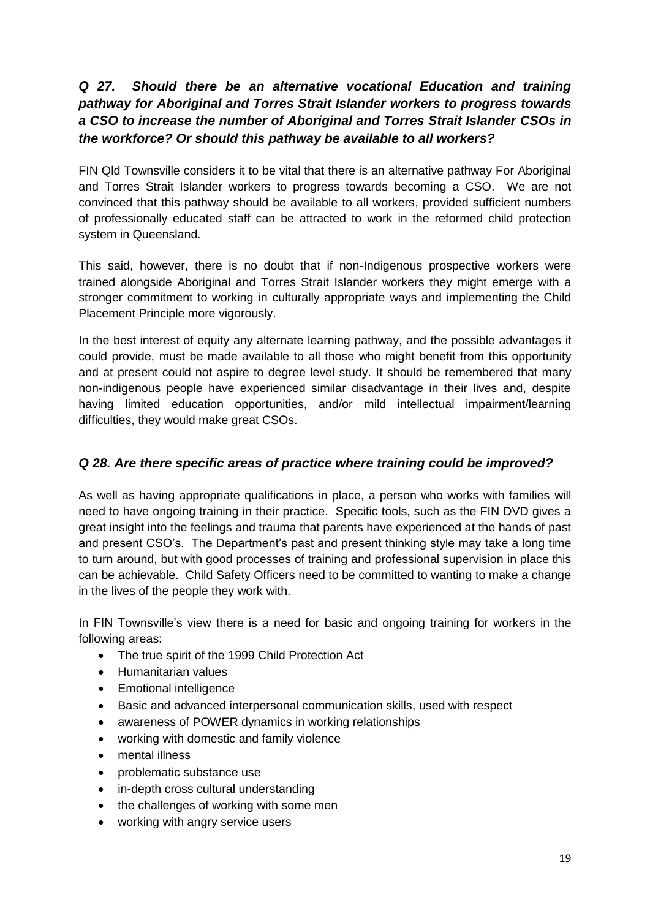### *Q 27. Should there be an alternative vocational Education and training pathway for Aboriginal and Torres Strait Islander workers to progress towards a CSO to increase the number of Aboriginal and Torres Strait Islander CSOs in the workforce? Or should this pathway be available to all workers?*

FIN Qld Townsville considers it to be vital that there is an alternative pathway For Aboriginal and Torres Strait Islander workers to progress towards becoming a CSO. We are not convinced that this pathway should be available to all workers, provided sufficient numbers of professionally educated staff can be attracted to work in the reformed child protection system in Queensland.

This said, however, there is no doubt that if non-Indigenous prospective workers were trained alongside Aboriginal and Torres Strait Islander workers they might emerge with a stronger commitment to working in culturally appropriate ways and implementing the Child Placement Principle more vigorously.

In the best interest of equity any alternate learning pathway, and the possible advantages it could provide, must be made available to all those who might benefit from this opportunity and at present could not aspire to degree level study. It should be remembered that many non-indigenous people have experienced similar disadvantage in their lives and, despite having limited education opportunities, and/or mild intellectual impairment/learning difficulties, they would make great CSOs.

### *Q 28. Are there specific areas of practice where training could be improved?*

As well as having appropriate qualifications in place, a person who works with families will need to have ongoing training in their practice. Specific tools, such as the FIN DVD gives a great insight into the feelings and trauma that parents have experienced at the hands of past and present CSO's. The Department's past and present thinking style may take a long time to turn around, but with good processes of training and professional supervision in place this can be achievable. Child Safety Officers need to be committed to wanting to make a change in the lives of the people they work with.

In FIN Townsville's view there is a need for basic and ongoing training for workers in the following areas:

- The true spirit of the 1999 Child Protection Act
- Humanitarian values
- Emotional intelligence
- Basic and advanced interpersonal communication skills, used with respect
- awareness of POWER dynamics in working relationships
- working with domestic and family violence
- mental illness
- problematic substance use
- in-depth cross cultural understanding
- the challenges of working with some men
- working with angry service users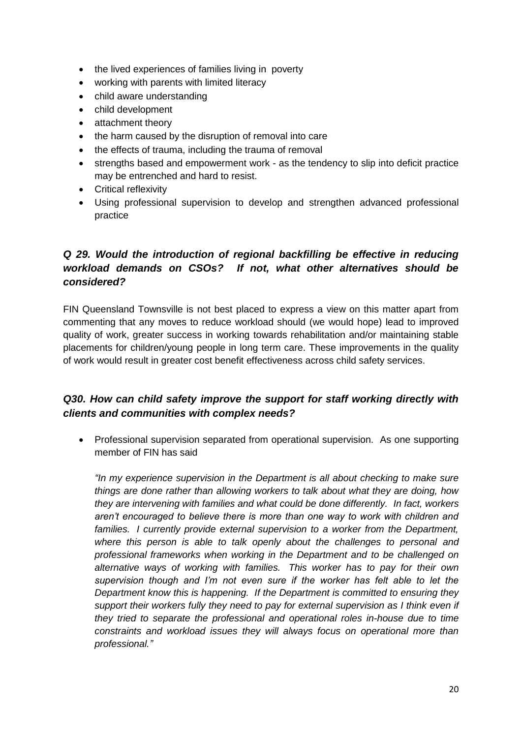- the lived experiences of families living in poverty
- working with parents with limited literacy
- child aware understanding
- child development
- attachment theory
- the harm caused by the disruption of removal into care
- the effects of trauma, including the trauma of removal
- strengths based and empowerment work - as the tendency to slip into deficit practice may be entrenched and hard to resist.
- Critical reflexivity
- Using professional supervision to develop and strengthen advanced professional practice

### *Q 29. Would the introduction of regional backfilling be effective in reducing workload demands on CSOs? If not, what other alternatives should be considered?*

FIN Queensland Townsville is not best placed to express a view on this matter apart from commenting that any moves to reduce workload should (we would hope) lead to improved quality of work, greater success in working towards rehabilitation and/or maintaining stable placements for children/young people in long term care. These improvements in the quality of work would result in greater cost benefit effectiveness across child safety services.

### *Q30. How can child safety improve the support for staff working directly with clients and communities with complex needs?*

- Professional supervision separated from operational supervision. As one supporting member of FIN has said

  *"In my experience supervision in the Department is all about checking to make sure things are done rather than allowing workers to talk about what they are doing, how they are intervening with families and what could be done differently. In fact, workers aren't encouraged to believe there is more than one way to work with children and families. I currently provide external supervision to a worker from the Department, where this person is able to talk openly about the challenges to personal and professional frameworks when working in the Department and to be challenged on alternative ways of working with families. This worker has to pay for their own supervision though and I'm not even sure if the worker has felt able to let the Department know this is happening. If the Department is committed to ensuring they support their workers fully they need to pay for external supervision as I think even if they tried to separate the professional and operational roles in-house due to time constraints and workload issues they will always focus on operational more than professional."*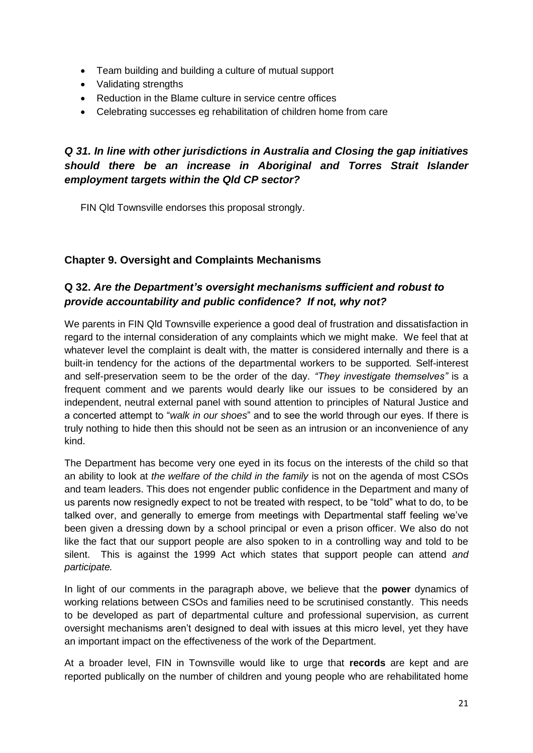- Team building and building a culture of mutual support
- Validating strengths
- Reduction in the Blame culture in service centre offices
- Celebrating successes eg rehabilitation of children home from care

### *Q 31. In line with other jurisdictions in Australia and Closing the gap initiatives should there be an increase in Aboriginal and Torres Strait Islander employment targets within the Qld CP sector?*

FIN Qld Townsville endorses this proposal strongly.

## Chapter 9. Oversight and Complaints Mechanisms

### Q 32. *Are the Department's oversight mechanisms sufficient and robust to provide accountability and public confidence? If not, why not?*

We parents in FIN Qld Townsville experience a good deal of frustration and dissatisfaction in regard to the internal consideration of any complaints which we might make. We feel that at whatever level the complaint is dealt with, the matter is considered internally and there is a built-in tendency for the actions of the departmental workers to be supported. Self-interest and self-preservation seem to be the order of the day. *"They investigate themselves"* is a frequent comment and we parents would dearly like our issues to be considered by an independent, neutral external panel with sound attention to principles of Natural Justice and a concerted attempt to "*walk in our shoes*" and to see the world through our eyes. If there is truly nothing to hide then this should not be seen as an intrusion or an inconvenience of any kind.

The Department has become very one eyed in its focus on the interests of the child so that an ability to look at *the welfare of the child in the family* is not on the agenda of most CSOs and team leaders. This does not engender public confidence in the Department and many of us parents now resignedly expect to not be treated with respect, to be "told" what to do, to be talked over, and generally to emerge from meetings with Departmental staff feeling we've been given a dressing down by a school principal or even a prison officer. We also do not like the fact that our support people are also spoken to in a controlling way and told to be silent. This is against the 1999 Act which states that support people can attend *and participate.*

In light of our comments in the paragraph above, we believe that the **power** dynamics of working relations between CSOs and families need to be scrutinised constantly. This needs to be developed as part of departmental culture and professional supervision, as current oversight mechanisms aren't designed to deal with issues at this micro level, yet they have an important impact on the effectiveness of the work of the Department.

At a broader level, FIN in Townsville would like to urge that **records** are kept and are reported publically on the number of children and young people who are rehabilitated home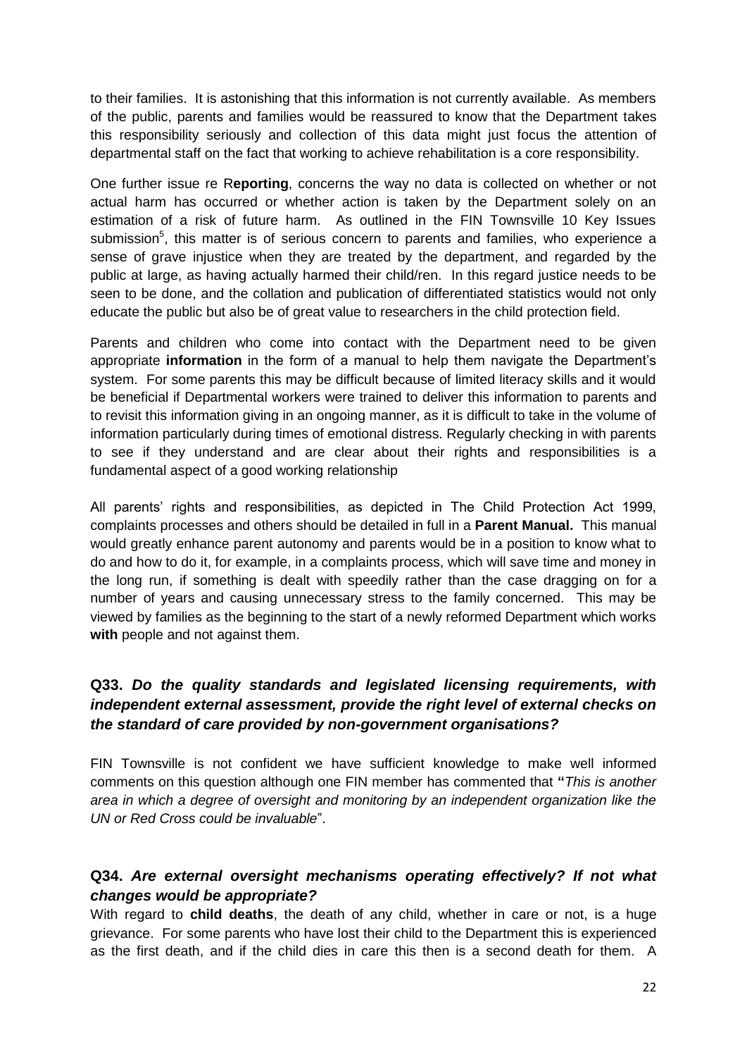to their families. It is astonishing that this information is not currently available. As members of the public, parents and families would be reassured to know that the Department takes this responsibility seriously and collection of this data might just focus the attention of departmental staff on the fact that working to achieve rehabilitation is a core responsibility.

One further issue re R**eporting**, concerns the way no data is collected on whether or not actual harm has occurred or whether action is taken by the Department solely on an estimation of a risk of future harm. As outlined in the FIN Townsville 10 Key Issues submission[5], this matter is of serious concern to parents and families, who experience a sense of grave injustice when they are treated by the department, and regarded by the public at large, as having actually harmed their child/ren. In this regard justice needs to be seen to be done, and the collation and publication of differentiated statistics would not only educate the public but also be of great value to researchers in the child protection field.

Parents and children who come into contact with the Department need to be given appropriate **information** in the form of a manual to help them navigate the Department's system. For some parents this may be difficult because of limited literacy skills and it would be beneficial if Departmental workers were trained to deliver this information to parents and to revisit this information giving in an ongoing manner, as it is difficult to take in the volume of information particularly during times of emotional distress. Regularly checking in with parents to see if they understand and are clear about their rights and responsibilities is a fundamental aspect of a good working relationship

All parents' rights and responsibilities, as depicted in The Child Protection Act 1999, complaints processes and others should be detailed in full in a **Parent Manual.** This manual would greatly enhance parent autonomy and parents would be in a position to know what to do and how to do it, for example, in a complaints process, which will save time and money in the long run, if something is dealt with speedily rather than the case dragging on for a number of years and causing unnecessary stress to the family concerned. This may be viewed by families as the beginning to the start of a newly reformed Department which works **with** people and not against them.

### Q33. *Do the quality standards and legislated licensing requirements, with independent external assessment, provide the right level of external checks on the standard of care provided by non-government organisations?*

FIN Townsville is not confident we have sufficient knowledge to make well informed comments on this question although one FIN member has commented that **"***This is another area in which a degree of oversight and monitoring by an independent organization like the UN or Red Cross could be invaluable*".

### Q34. *Are external oversight mechanisms operating effectively? If not what changes would be appropriate?*

With regard to **child deaths**, the death of any child, whether in care or not, is a huge grievance. For some parents who have lost their child to the Department this is experienced as the first death, and if the child dies in care this then is a second death for them. A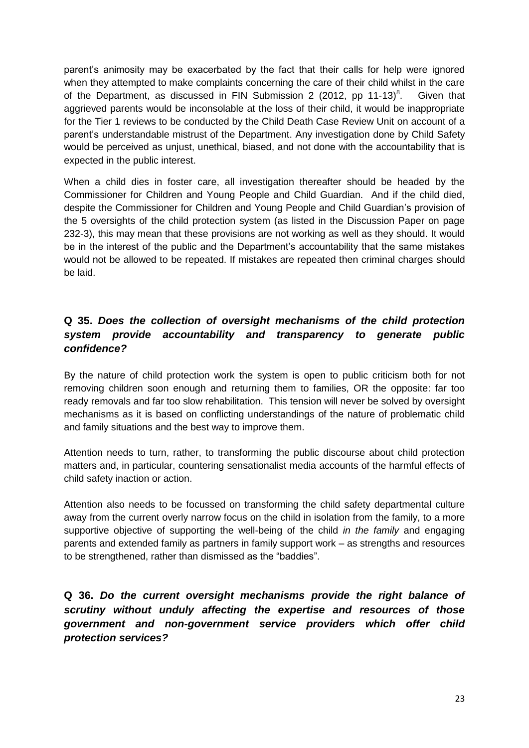parent's animosity may be exacerbated by the fact that their calls for help were ignored when they attempted to make complaints concerning the care of their child whilst in the care of the Department, as discussed in FIN Submission 2 (2012, pp 11-13)[8]. Given that aggrieved parents would be inconsolable at the loss of their child, it would be inappropriate for the Tier 1 reviews to be conducted by the Child Death Case Review Unit on account of a parent's understandable mistrust of the Department. Any investigation done by Child Safety would be perceived as unjust, unethical, biased, and not done with the accountability that is expected in the public interest.

When a child dies in foster care, all investigation thereafter should be headed by the Commissioner for Children and Young People and Child Guardian. And if the child died, despite the Commissioner for Children and Young People and Child Guardian's provision of the 5 oversights of the child protection system (as listed in the Discussion Paper on page 232-3), this may mean that these provisions are not working as well as they should. It would be in the interest of the public and the Department's accountability that the same mistakes would not be allowed to be repeated. If mistakes are repeated then criminal charges should be laid.

### Q 35. *Does the collection of oversight mechanisms of the child protection system provide accountability and transparency to generate public confidence?*

By the nature of child protection work the system is open to public criticism both for not removing children soon enough and returning them to families, OR the opposite: far too ready removals and far too slow rehabilitation. This tension will never be solved by oversight mechanisms as it is based on conflicting understandings of the nature of problematic child and family situations and the best way to improve them.

Attention needs to turn, rather, to transforming the public discourse about child protection matters and, in particular, countering sensationalist media accounts of the harmful effects of child safety inaction or action.

Attention also needs to be focussed on transforming the child safety departmental culture away from the current overly narrow focus on the child in isolation from the family, to a more supportive objective of supporting the well-being of the child *in the family* and engaging parents and extended family as partners in family support work – as strengths and resources to be strengthened, rather than dismissed as the "baddies".

### Q 36. *Do the current oversight mechanisms provide the right balance of scrutiny without unduly affecting the expertise and resources of those government and non-government service providers which offer child protection services?*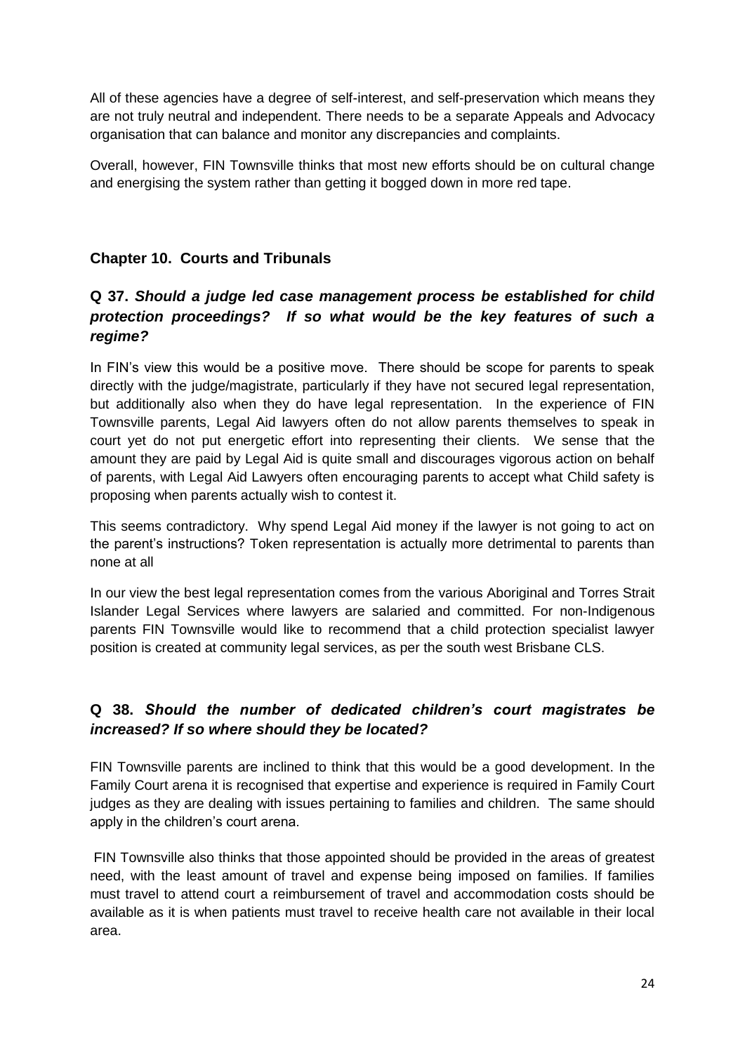All of these agencies have a degree of self-interest, and self-preservation which means they are not truly neutral and independent. There needs to be a separate Appeals and Advocacy organisation that can balance and monitor any discrepancies and complaints.

Overall, however, FIN Townsville thinks that most new efforts should be on cultural change and energising the system rather than getting it bogged down in more red tape.

## Chapter 10. Courts and Tribunals

### Q 37. *Should a judge led case management process be established for child protection proceedings? If so what would be the key features of such a regime?*

In FIN's view this would be a positive move. There should be scope for parents to speak directly with the judge/magistrate, particularly if they have not secured legal representation, but additionally also when they do have legal representation. In the experience of FIN Townsville parents, Legal Aid lawyers often do not allow parents themselves to speak in court yet do not put energetic effort into representing their clients. We sense that the amount they are paid by Legal Aid is quite small and discourages vigorous action on behalf of parents, with Legal Aid Lawyers often encouraging parents to accept what Child safety is proposing when parents actually wish to contest it.

This seems contradictory. Why spend Legal Aid money if the lawyer is not going to act on the parent's instructions? Token representation is actually more detrimental to parents than none at all

In our view the best legal representation comes from the various Aboriginal and Torres Strait Islander Legal Services where lawyers are salaried and committed. For non-Indigenous parents FIN Townsville would like to recommend that a child protection specialist lawyer position is created at community legal services, as per the south west Brisbane CLS.

### Q 38. *Should the number of dedicated children's court magistrates be increased? If so where should they be located?*

FIN Townsville parents are inclined to think that this would be a good development. In the Family Court arena it is recognised that expertise and experience is required in Family Court judges as they are dealing with issues pertaining to families and children. The same should apply in the children's court arena.

FIN Townsville also thinks that those appointed should be provided in the areas of greatest need, with the least amount of travel and expense being imposed on families. If families must travel to attend court a reimbursement of travel and accommodation costs should be available as it is when patients must travel to receive health care not available in their local area.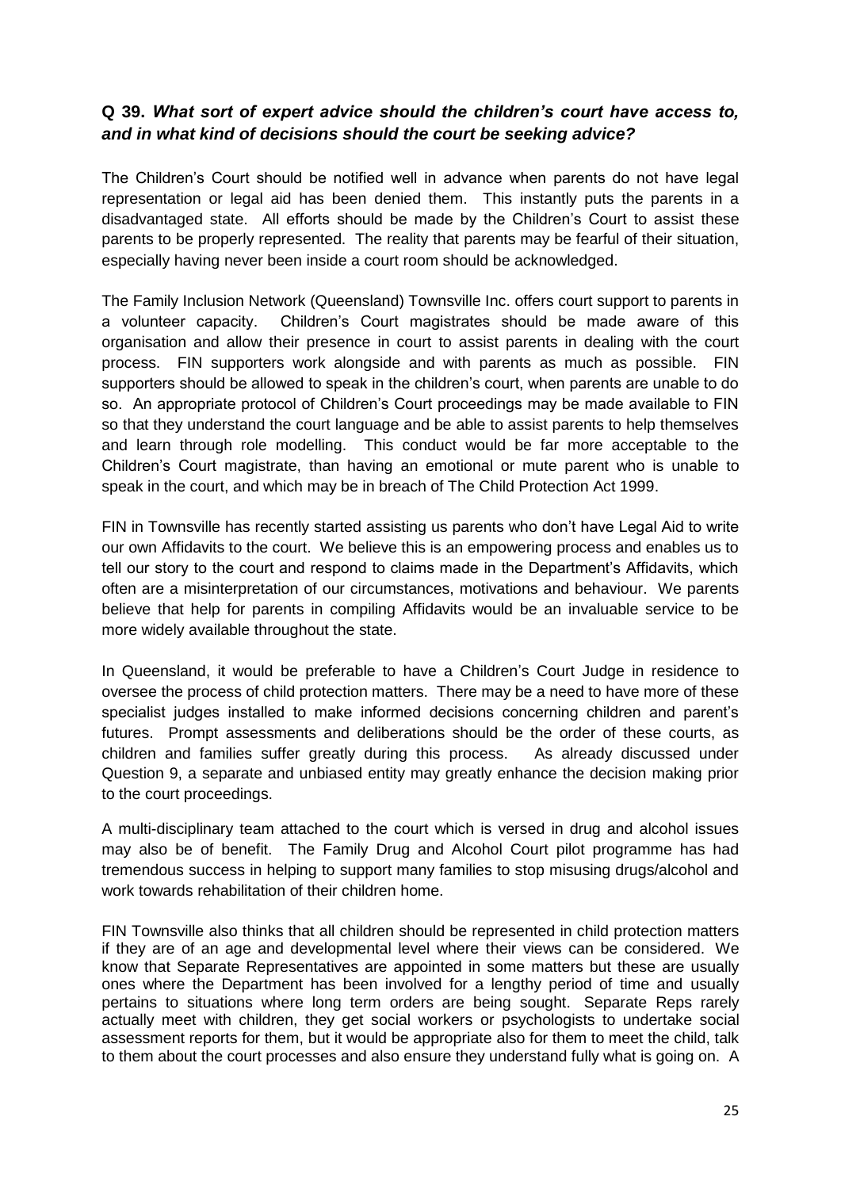**Q 39. *What sort of expert advice should the children's court have access to, and in what kind of decisions should the court be seeking advice?***

The Children's Court should be notified well in advance when parents do not have legal representation or legal aid has been denied them. This instantly puts the parents in a disadvantaged state. All efforts should be made by the Children's Court to assist these parents to be properly represented. The reality that parents may be fearful of their situation, especially having never been inside a court room should be acknowledged.

The Family Inclusion Network (Queensland) Townsville Inc. offers court support to parents in a volunteer capacity. Children's Court magistrates should be made aware of this organisation and allow their presence in court to assist parents in dealing with the court process. FIN supporters work alongside and with parents as much as possible. FIN supporters should be allowed to speak in the children's court, when parents are unable to do so. An appropriate protocol of Children's Court proceedings may be made available to FIN so that they understand the court language and be able to assist parents to help themselves and learn through role modelling. This conduct would be far more acceptable to the Children's Court magistrate, than having an emotional or mute parent who is unable to speak in the court, and which may be in breach of The Child Protection Act 1999.

FIN in Townsville has recently started assisting us parents who don't have Legal Aid to write our own Affidavits to the court. We believe this is an empowering process and enables us to tell our story to the court and respond to claims made in the Department's Affidavits, which often are a misinterpretation of our circumstances, motivations and behaviour. We parents believe that help for parents in compiling Affidavits would be an invaluable service to be more widely available throughout the state.

In Queensland, it would be preferable to have a Children's Court Judge in residence to oversee the process of child protection matters. There may be a need to have more of these specialist judges installed to make informed decisions concerning children and parent's futures. Prompt assessments and deliberations should be the order of these courts, as children and families suffer greatly during this process. As already discussed under Question 9, a separate and unbiased entity may greatly enhance the decision making prior to the court proceedings.

A multi-disciplinary team attached to the court which is versed in drug and alcohol issues may also be of benefit. The Family Drug and Alcohol Court pilot programme has had tremendous success in helping to support many families to stop misusing drugs/alcohol and work towards rehabilitation of their children home.

FIN Townsville also thinks that all children should be represented in child protection matters if they are of an age and developmental level where their views can be considered. We know that Separate Representatives are appointed in some matters but these are usually ones where the Department has been involved for a lengthy period of time and usually pertains to situations where long term orders are being sought. Separate Reps rarely actually meet with children, they get social workers or psychologists to undertake social assessment reports for them, but it would be appropriate also for them to meet the child, talk to them about the court processes and also ensure they understand fully what is going on. A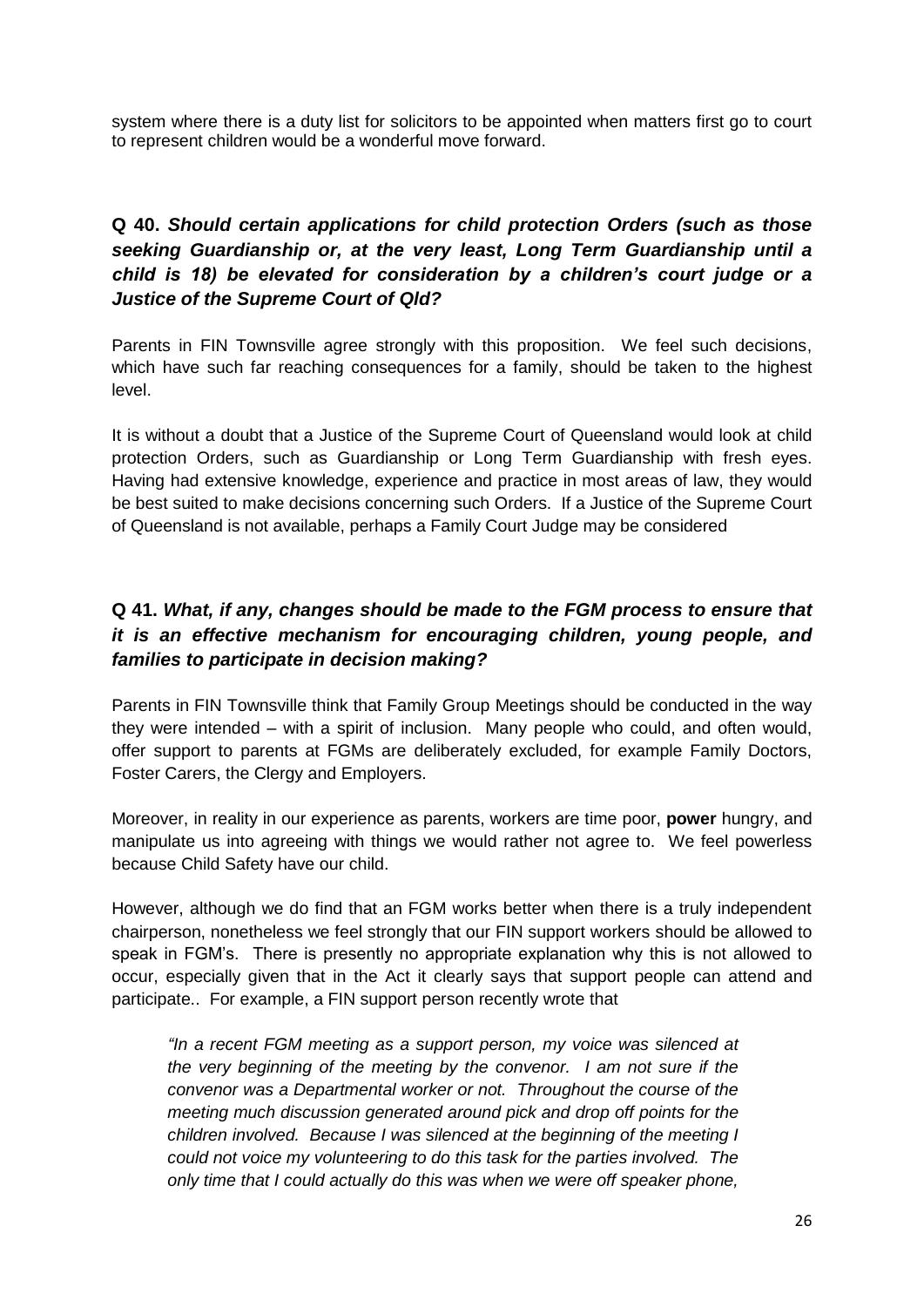system where there is a duty list for solicitors to be appointed when matters first go to court to represent children would be a wonderful move forward.

**Q 40.** ***Should certain applications for child protection Orders (such as those seeking Guardianship or, at the very least, Long Term Guardianship until a child is 18) be elevated for consideration by a children's court judge or a Justice of the Supreme Court of Qld?***

Parents in FIN Townsville agree strongly with this proposition. We feel such decisions, which have such far reaching consequences for a family, should be taken to the highest level.

It is without a doubt that a Justice of the Supreme Court of Queensland would look at child protection Orders, such as Guardianship or Long Term Guardianship with fresh eyes. Having had extensive knowledge, experience and practice in most areas of law, they would be best suited to make decisions concerning such Orders. If a Justice of the Supreme Court of Queensland is not available, perhaps a Family Court Judge may be considered

**Q 41.** ***What, if any, changes should be made to the FGM process to ensure that it is an effective mechanism for encouraging children, young people, and families to participate in decision making?***

Parents in FIN Townsville think that Family Group Meetings should be conducted in the way they were intended – with a spirit of inclusion. Many people who could, and often would, offer support to parents at FGMs are deliberately excluded, for example Family Doctors, Foster Carers, the Clergy and Employers.

Moreover, in reality in our experience as parents, workers are time poor, **power** hungry, and manipulate us into agreeing with things we would rather not agree to. We feel powerless because Child Safety have our child.

However, although we do find that an FGM works better when there is a truly independent chairperson, nonetheless we feel strongly that our FIN support workers should be allowed to speak in FGM's. There is presently no appropriate explanation why this is not allowed to occur, especially given that in the Act it clearly says that support people can attend and participate.. For example, a FIN support person recently wrote that

> *"In a recent FGM meeting as a support person, my voice was silenced at the very beginning of the meeting by the convenor. I am not sure if the convenor was a Departmental worker or not. Throughout the course of the meeting much discussion generated around pick and drop off points for the children involved. Because I was silenced at the beginning of the meeting I could not voice my volunteering to do this task for the parties involved. The only time that I could actually do this was when we were off speaker phone,*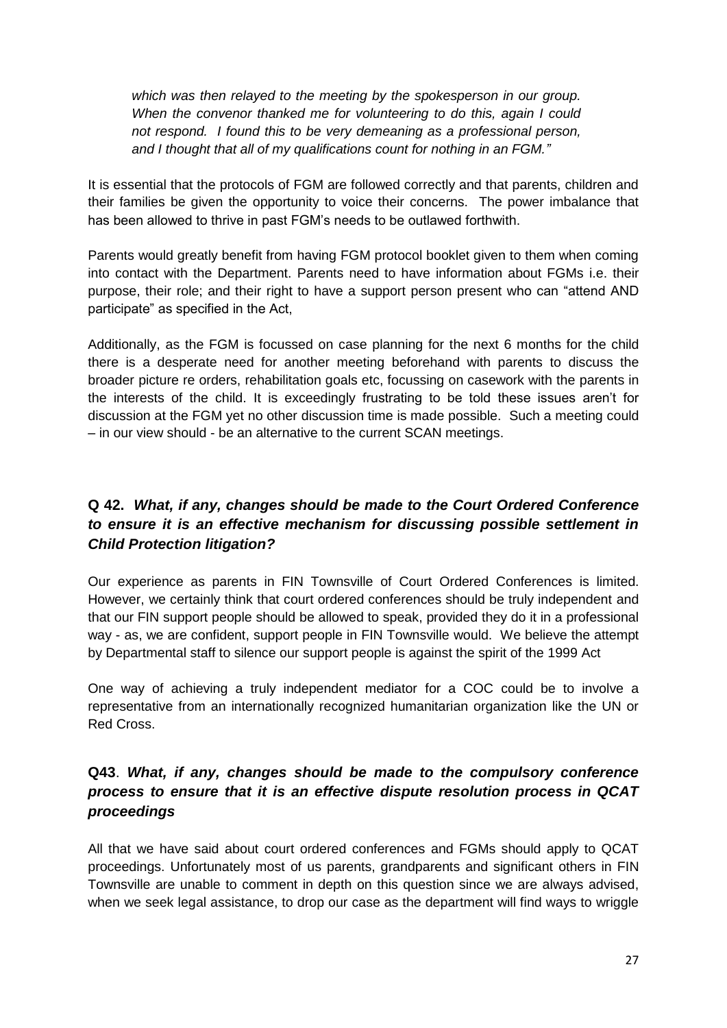*which was then relayed to the meeting by the spokesperson in our group. When the convenor thanked me for volunteering to do this, again I could not respond. I found this to be very demeaning as a professional person, and I thought that all of my qualifications count for nothing in an FGM."*

It is essential that the protocols of FGM are followed correctly and that parents, children and their families be given the opportunity to voice their concerns. The power imbalance that has been allowed to thrive in past FGM's needs to be outlawed forthwith.

Parents would greatly benefit from having FGM protocol booklet given to them when coming into contact with the Department. Parents need to have information about FGMs i.e. their purpose, their role; and their right to have a support person present who can "attend AND participate" as specified in the Act,

Additionally, as the FGM is focussed on case planning for the next 6 months for the child there is a desperate need for another meeting beforehand with parents to discuss the broader picture re orders, rehabilitation goals etc, focussing on casework with the parents in the interests of the child. It is exceedingly frustrating to be told these issues aren't for discussion at the FGM yet no other discussion time is made possible. Such a meeting could – in our view should - be an alternative to the current SCAN meetings.

### Q 42. *What, if any, changes should be made to the Court Ordered Conference to ensure it is an effective mechanism for discussing possible settlement in Child Protection litigation?*

Our experience as parents in FIN Townsville of Court Ordered Conferences is limited. However, we certainly think that court ordered conferences should be truly independent and that our FIN support people should be allowed to speak, provided they do it in a professional way - as, we are confident, support people in FIN Townsville would. We believe the attempt by Departmental staff to silence our support people is against the spirit of the 1999 Act

One way of achieving a truly independent mediator for a COC could be to involve a representative from an internationally recognized humanitarian organization like the UN or Red Cross.

### Q43. *What, if any, changes should be made to the compulsory conference process to ensure that it is an effective dispute resolution process in QCAT proceedings*

All that we have said about court ordered conferences and FGMs should apply to QCAT proceedings. Unfortunately most of us parents, grandparents and significant others in FIN Townsville are unable to comment in depth on this question since we are always advised, when we seek legal assistance, to drop our case as the department will find ways to wriggle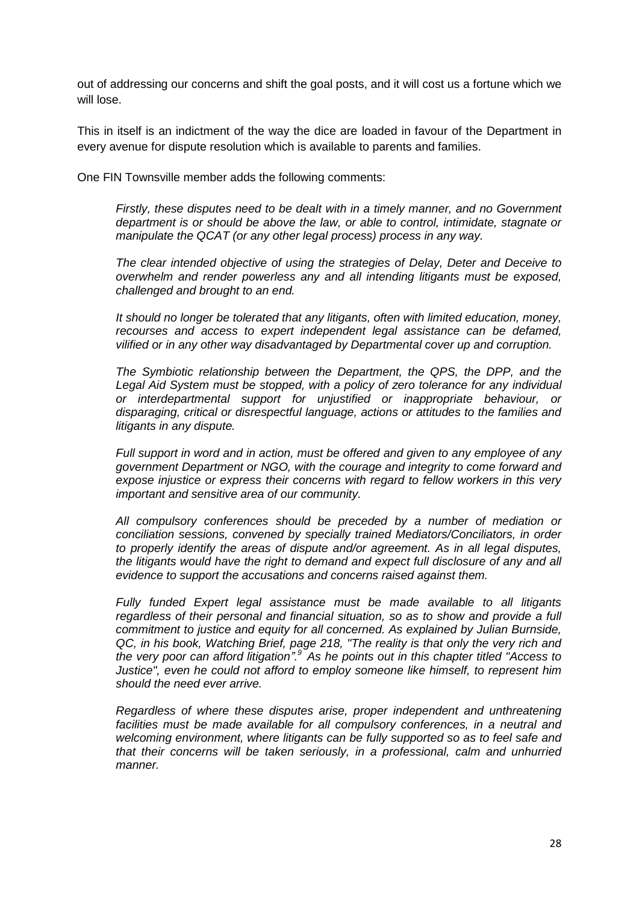out of addressing our concerns and shift the goal posts, and it will cost us a fortune which we will lose.

This in itself is an indictment of the way the dice are loaded in favour of the Department in every avenue for dispute resolution which is available to parents and families.

One FIN Townsville member adds the following comments:

> *Firstly, these disputes need to be dealt with in a timely manner, and no Government department is or should be above the law, or able to control, intimidate, stagnate or manipulate the QCAT (or any other legal process) process in any way.*
>
> *The clear intended objective of using the strategies of Delay, Deter and Deceive to overwhelm and render powerless any and all intending litigants must be exposed, challenged and brought to an end.*
>
> *It should no longer be tolerated that any litigants, often with limited education, money, recourses and access to expert independent legal assistance can be defamed, vilified or in any other way disadvantaged by Departmental cover up and corruption.*
>
> *The Symbiotic relationship between the Department, the QPS, the DPP, and the Legal Aid System must be stopped, with a policy of zero tolerance for any individual or interdepartmental support for unjustified or inappropriate behaviour, or disparaging, critical or disrespectful language, actions or attitudes to the families and litigants in any dispute.*
>
> *Full support in word and in action, must be offered and given to any employee of any government Department or NGO, with the courage and integrity to come forward and expose injustice or express their concerns with regard to fellow workers in this very important and sensitive area of our community.*
>
> *All compulsory conferences should be preceded by a number of mediation or conciliation sessions, convened by specially trained Mediators/Conciliators, in order to properly identify the areas of dispute and/or agreement. As in all legal disputes, the litigants would have the right to demand and expect full disclosure of any and all evidence to support the accusations and concerns raised against them.*
>
> *Fully funded Expert legal assistance must be made available to all litigants regardless of their personal and financial situation, so as to show and provide a full commitment to justice and equity for all concerned. As explained by Julian Burnside, QC, in his book, Watching Brief, page 218, "The reality is that only the very rich and the very poor can afford litigation".[9] As he points out in this chapter titled "Access to Justice", even he could not afford to employ someone like himself, to represent him should the need ever arrive.*
>
> *Regardless of where these disputes arise, proper independent and unthreatening facilities must be made available for all compulsory conferences, in a neutral and welcoming environment, where litigants can be fully supported so as to feel safe and that their concerns will be taken seriously, in a professional, calm and unhurried manner.*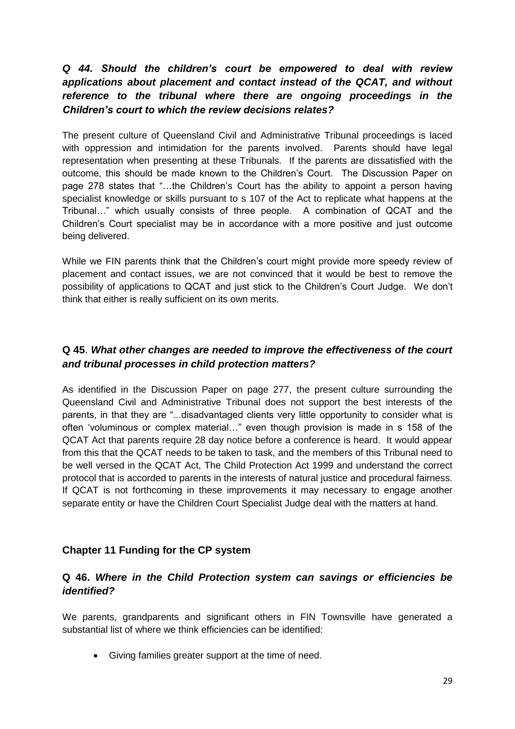### *Q 44. Should the children's court be empowered to deal with review applications about placement and contact instead of the QCAT, and without reference to the tribunal where there are ongoing proceedings in the Children's court to which the review decisions relates?*

The present culture of Queensland Civil and Administrative Tribunal proceedings is laced with oppression and intimidation for the parents involved. Parents should have legal representation when presenting at these Tribunals. If the parents are dissatisfied with the outcome, this should be made known to the Children's Court. The Discussion Paper on page 278 states that "…the Children's Court has the ability to appoint a person having specialist knowledge or skills pursuant to s 107 of the Act to replicate what happens at the Tribunal…" which usually consists of three people. A combination of QCAT and the Children's Court specialist may be in accordance with a more positive and just outcome being delivered.

While we FIN parents think that the Children's court might provide more speedy review of placement and contact issues, we are not convinced that it would be best to remove the possibility of applications to QCAT and just stick to the Children's Court Judge. We don't think that either is really sufficient on its own merits.

### Q 45. *What other changes are needed to improve the effectiveness of the court and tribunal processes in child protection matters?*

As identified in the Discussion Paper on page 277, the present culture surrounding the Queensland Civil and Administrative Tribunal does not support the best interests of the parents, in that they are "...disadvantaged clients very little opportunity to consider what is often 'voluminous or complex material…" even though provision is made in s 158 of the QCAT Act that parents require 28 day notice before a conference is heard. It would appear from this that the QCAT needs to be taken to task, and the members of this Tribunal need to be well versed in the QCAT Act, The Child Protection Act 1999 and understand the correct protocol that is accorded to parents in the interests of natural justice and procedural fairness. If QCAT is not forthcoming in these improvements it may necessary to engage another separate entity or have the Children Court Specialist Judge deal with the matters at hand.

## Chapter 11 Funding for the CP system

### Q 46. *Where in the Child Protection system can savings or efficiencies be identified?*

We parents, grandparents and significant others in FIN Townsville have generated a substantial list of where we think efficiencies can be identified:

- Giving families greater support at the time of need.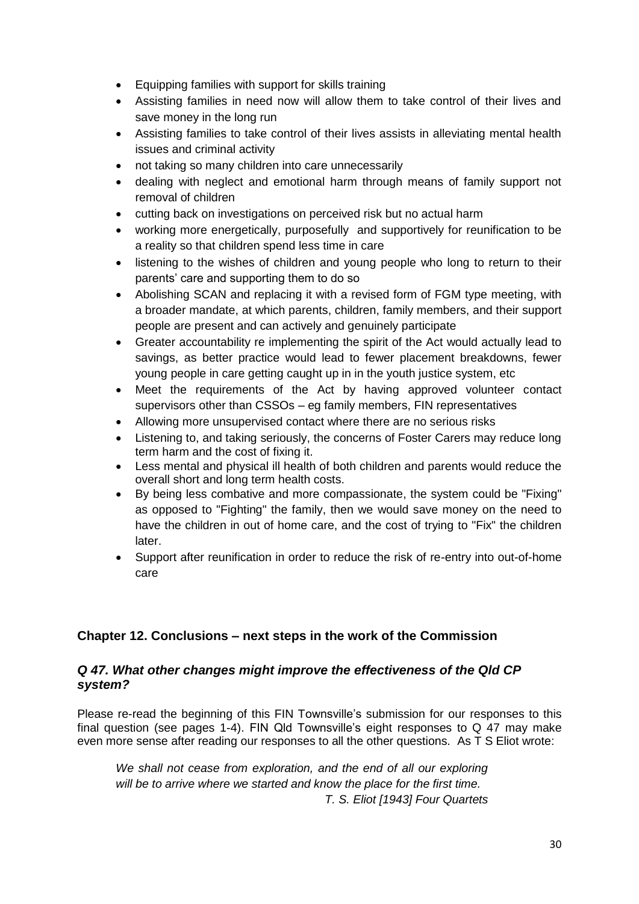- Equipping families with support for skills training
- Assisting families in need now will allow them to take control of their lives and save money in the long run
- Assisting families to take control of their lives assists in alleviating mental health issues and criminal activity
- not taking so many children into care unnecessarily
- dealing with neglect and emotional harm through means of family support not removal of children
- cutting back on investigations on perceived risk but no actual harm
- working more energetically, purposefully and supportively for reunification to be a reality so that children spend less time in care
- listening to the wishes of children and young people who long to return to their parents' care and supporting them to do so
- Abolishing SCAN and replacing it with a revised form of FGM type meeting, with a broader mandate, at which parents, children, family members, and their support people are present and can actively and genuinely participate
- Greater accountability re implementing the spirit of the Act would actually lead to savings, as better practice would lead to fewer placement breakdowns, fewer young people in care getting caught up in in the youth justice system, etc
- Meet the requirements of the Act by having approved volunteer contact supervisors other than CSSOs – eg family members, FIN representatives
- Allowing more unsupervised contact where there are no serious risks
- Listening to, and taking seriously, the concerns of Foster Carers may reduce long term harm and the cost of fixing it.
- Less mental and physical ill health of both children and parents would reduce the overall short and long term health costs.
- By being less combative and more compassionate, the system could be "Fixing" as opposed to "Fighting" the family, then we would save money on the need to have the children in out of home care, and the cost of trying to "Fix" the children later.
- Support after reunification in order to reduce the risk of re-entry into out-of-home care

## Chapter 12. Conclusions – next steps in the work of the Commission

### *Q 47. What other changes might improve the effectiveness of the Qld CP system?*

Please re-read the beginning of this FIN Townsville's submission for our responses to this final question (see pages 1-4). FIN Qld Townsville's eight responses to Q 47 may make even more sense after reading our responses to all the other questions. As T S Eliot wrote:

> *We shall not cease from exploration, and the end of all our exploring will be to arrive where we started and know the place for the first time.*
> *T. S. Eliot [1943] Four Quartets*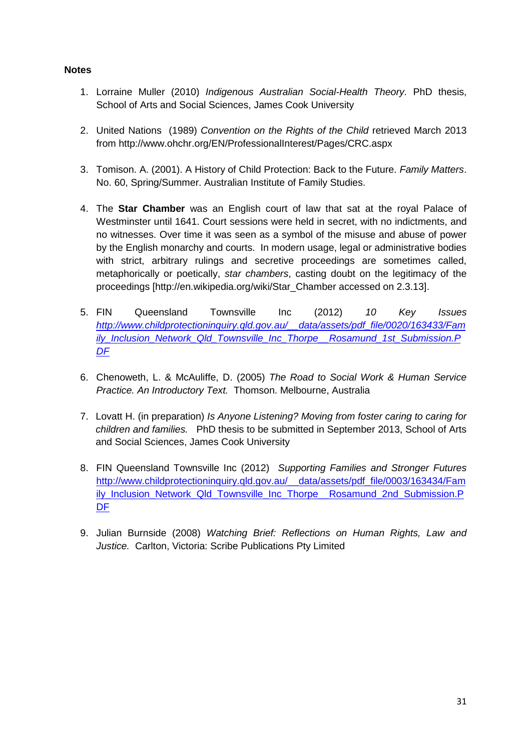**Notes**

1. Lorraine Muller (2010) *Indigenous Australian Social-Health Theory.* PhD thesis, School of Arts and Social Sciences, James Cook University

2. United Nations (1989) *Convention on the Rights of the Child* retrieved March 2013 from http://www.ohchr.org/EN/ProfessionalInterest/Pages/CRC.aspx

3. Tomison. A. (2001). A History of Child Protection: Back to the Future. *Family Matters*. No. 60, Spring/Summer. Australian Institute of Family Studies.

4. The **Star Chamber** was an English court of law that sat at the royal Palace of Westminster until 1641. Court sessions were held in secret, with no indictments, and no witnesses. Over time it was seen as a symbol of the misuse and abuse of power by the English monarchy and courts. In modern usage, legal or administrative bodies with strict, arbitrary rulings and secretive proceedings are sometimes called, metaphorically or poetically, *star chambers*, casting doubt on the legitimacy of the proceedings [http://en.wikipedia.org/wiki/Star_Chamber accessed on 2.3.13].

5. FIN Queensland Townsville Inc (2012) *10 Key Issues* *http://www.childprotectioninquiry.qld.gov.au/__data/assets/pdf_file/0020/163433/Family_Inclusion_Network_Qld_Townsville_Inc_Thorpe__Rosamund_1st_Submission.PDF*

6. Chenoweth, L. & McAuliffe, D. (2005) *The Road to Social Work & Human Service Practice. An Introductory Text.* Thomson. Melbourne, Australia

7. Lovatt H. (in preparation) *Is Anyone Listening? Moving from foster caring to caring for children and families.* PhD thesis to be submitted in September 2013, School of Arts and Social Sciences, James Cook University

8. FIN Queensland Townsville Inc (2012) *Supporting Families and Stronger Futures* http://www.childprotectioninquiry.qld.gov.au/__data/assets/pdf_file/0003/163434/Family_Inclusion_Network_Qld_Townsville_Inc_Thorpe__Rosamund_2nd_Submission.PDF

9. Julian Burnside (2008) *Watching Brief: Reflections on Human Rights, Law and Justice.* Carlton, Victoria: Scribe Publications Pty Limited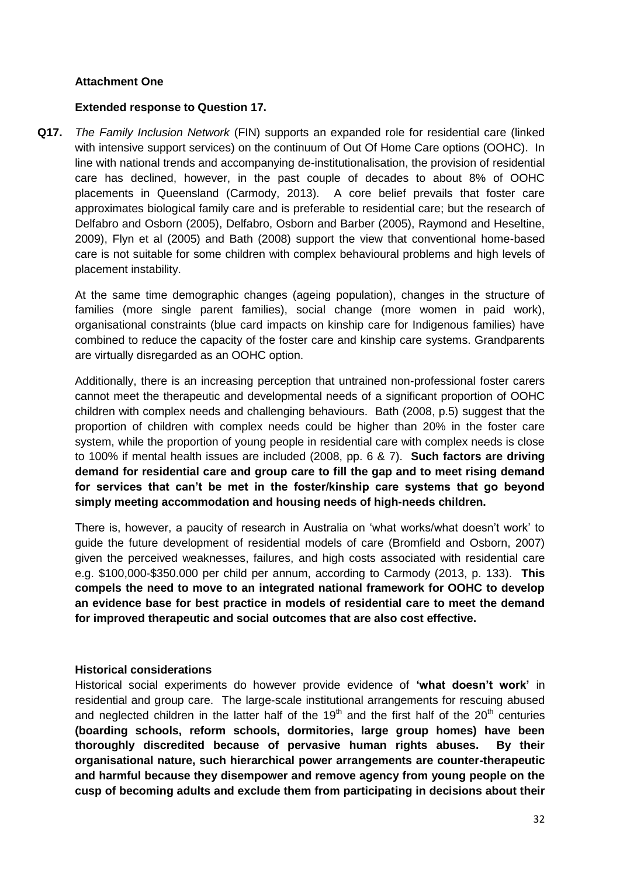**Attachment One**

**Extended response to Question 17.**

**Q17.** *The Family Inclusion Network* (FIN) supports an expanded role for residential care (linked with intensive support services) on the continuum of Out Of Home Care options (OOHC). In line with national trends and accompanying de-institutionalisation, the provision of residential care has declined, however, in the past couple of decades to about 8% of OOHC placements in Queensland (Carmody, 2013). A core belief prevails that foster care approximates biological family care and is preferable to residential care; but the research of Delfabro and Osborn (2005), Delfabro, Osborn and Barber (2005), Raymond and Heseltine, 2009), Flyn et al (2005) and Bath (2008) support the view that conventional home-based care is not suitable for some children with complex behavioural problems and high levels of placement instability.

At the same time demographic changes (ageing population), changes in the structure of families (more single parent families), social change (more women in paid work), organisational constraints (blue card impacts on kinship care for Indigenous families) have combined to reduce the capacity of the foster care and kinship care systems. Grandparents are virtually disregarded as an OOHC option.

Additionally, there is an increasing perception that untrained non-professional foster carers cannot meet the therapeutic and developmental needs of a significant proportion of OOHC children with complex needs and challenging behaviours. Bath (2008, p.5) suggest that the proportion of children with complex needs could be higher than 20% in the foster care system, while the proportion of young people in residential care with complex needs is close to 100% if mental health issues are included (2008, pp. 6 & 7). **Such factors are driving demand for residential care and group care to fill the gap and to meet rising demand for services that can't be met in the foster/kinship care systems that go beyond simply meeting accommodation and housing needs of high-needs children.**

There is, however, a paucity of research in Australia on 'what works/what doesn't work' to guide the future development of residential models of care (Bromfield and Osborn, 2007) given the perceived weaknesses, failures, and high costs associated with residential care e.g. $100,000-$350.000 per child per annum, according to Carmody (2013, p. 133). **This compels the need to move to an integrated national framework for OOHC to develop an evidence base for best practice in models of residential care to meet the demand for improved therapeutic and social outcomes that are also cost effective.**

**Historical considerations**

Historical social experiments do however provide evidence of **'what doesn't work'** in residential and group care. The large-scale institutional arrangements for rescuing abused and neglected children in the latter half of the 19th and the first half of the 20th centuries **(boarding schools, reform schools, dormitories, large group homes) have been thoroughly discredited because of pervasive human rights abuses. By their organisational nature, such hierarchical power arrangements are counter-therapeutic and harmful because they disempower and remove agency from young people on the cusp of becoming adults and exclude them from participating in decisions about their**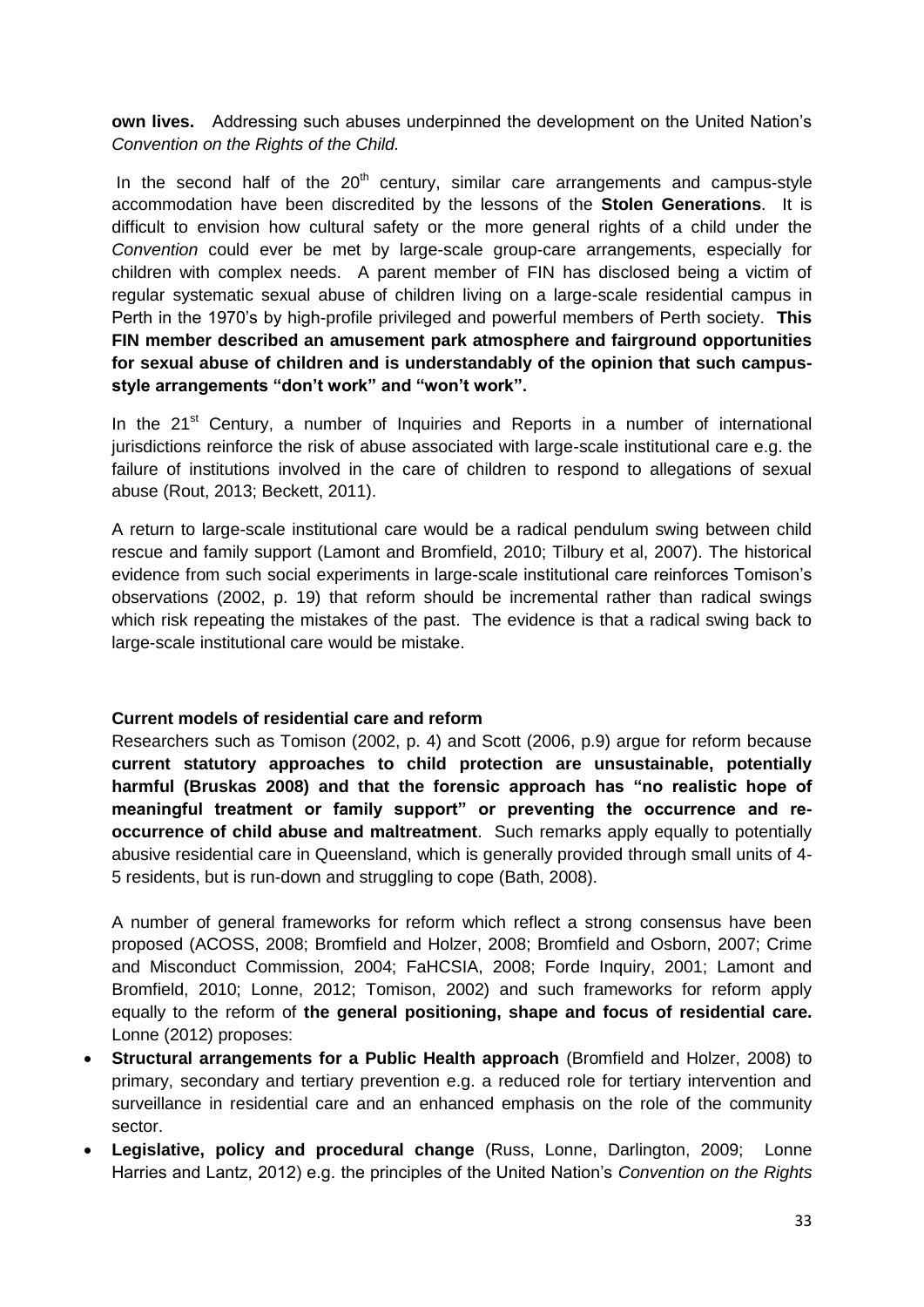**own lives.** Addressing such abuses underpinned the development on the United Nation's *Convention on the Rights of the Child.*

In the second half of the 20th century, similar care arrangements and campus-style accommodation have been discredited by the lessons of the **Stolen Generations**. It is difficult to envision how cultural safety or the more general rights of a child under the *Convention* could ever be met by large-scale group-care arrangements, especially for children with complex needs. A parent member of FIN has disclosed being a victim of regular systematic sexual abuse of children living on a large-scale residential campus in Perth in the 1970's by high-profile privileged and powerful members of Perth society. **This FIN member described an amusement park atmosphere and fairground opportunities for sexual abuse of children and is understandably of the opinion that such campus-style arrangements "don't work" and "won't work".**

In the 21st Century, a number of Inquiries and Reports in a number of international jurisdictions reinforce the risk of abuse associated with large-scale institutional care e.g. the failure of institutions involved in the care of children to respond to allegations of sexual abuse (Rout, 2013; Beckett, 2011).

A return to large-scale institutional care would be a radical pendulum swing between child rescue and family support (Lamont and Bromfield, 2010; Tilbury et al, 2007). The historical evidence from such social experiments in large-scale institutional care reinforces Tomison's observations (2002, p. 19) that reform should be incremental rather than radical swings which risk repeating the mistakes of the past. The evidence is that a radical swing back to large-scale institutional care would be mistake.

**Current models of residential care and reform**

Researchers such as Tomison (2002, p. 4) and Scott (2006, p.9) argue for reform because **current statutory approaches to child protection are unsustainable, potentially harmful (Bruskas 2008) and that the forensic approach has "no realistic hope of meaningful treatment or family support" or preventing the occurrence and re-occurrence of child abuse and maltreatment**. Such remarks apply equally to potentially abusive residential care in Queensland, which is generally provided through small units of 4-5 residents, but is run-down and struggling to cope (Bath, 2008).

A number of general frameworks for reform which reflect a strong consensus have been proposed (ACOSS, 2008; Bromfield and Holzer, 2008; Bromfield and Osborn, 2007; Crime and Misconduct Commission, 2004; FaHCSIA, 2008; Forde Inquiry, 2001; Lamont and Bromfield, 2010; Lonne, 2012; Tomison, 2002) and such frameworks for reform apply equally to the reform of **the general positioning, shape and focus of residential care.** Lonne (2012) proposes:

- **Structural arrangements for a Public Health approach** (Bromfield and Holzer, 2008) to primary, secondary and tertiary prevention e.g. a reduced role for tertiary intervention and surveillance in residential care and an enhanced emphasis on the role of the community sector.
- **Legislative, policy and procedural change** (Russ, Lonne, Darlington, 2009; Lonne Harries and Lantz, 2012) e.g. the principles of the United Nation's *Convention on the Rights*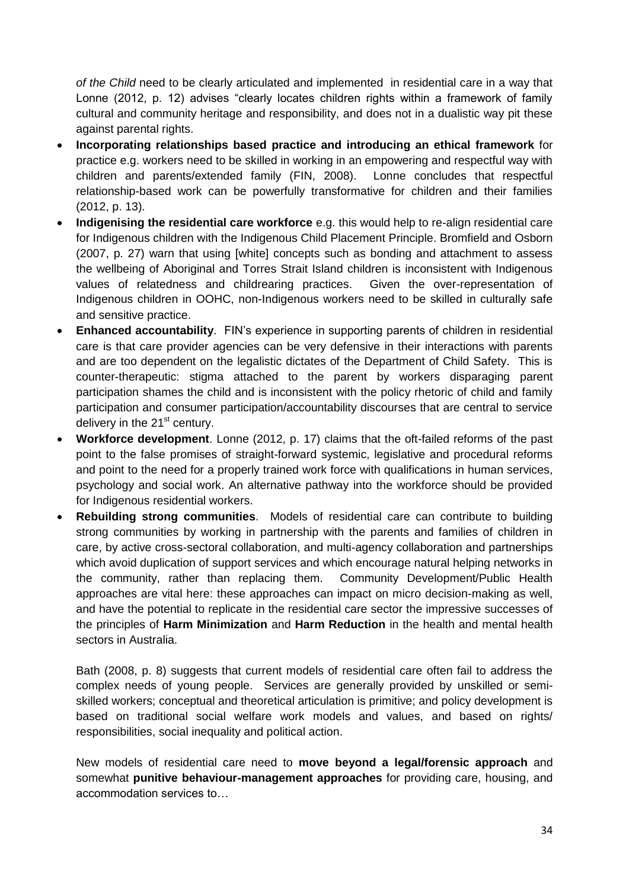*of the Child* need to be clearly articulated and implemented in residential care in a way that Lonne (2012, p. 12) advises "clearly locates children rights within a framework of family cultural and community heritage and responsibility, and does not in a dualistic way pit these against parental rights.

- **Incorporating relationships based practice and introducing an ethical framework** for practice e.g. workers need to be skilled in working in an empowering and respectful way with children and parents/extended family (FIN, 2008). Lonne concludes that respectful relationship-based work can be powerfully transformative for children and their families (2012, p. 13).
- **Indigenising the residential care workforce** e.g. this would help to re-align residential care for Indigenous children with the Indigenous Child Placement Principle. Bromfield and Osborn (2007, p. 27) warn that using [white] concepts such as bonding and attachment to assess the wellbeing of Aboriginal and Torres Strait Island children is inconsistent with Indigenous values of relatedness and childrearing practices. Given the over-representation of Indigenous children in OOHC, non-Indigenous workers need to be skilled in culturally safe and sensitive practice.
- **Enhanced accountability**. FIN's experience in supporting parents of children in residential care is that care provider agencies can be very defensive in their interactions with parents and are too dependent on the legalistic dictates of the Department of Child Safety. This is counter-therapeutic: stigma attached to the parent by workers disparaging parent participation shames the child and is inconsistent with the policy rhetoric of child and family participation and consumer participation/accountability discourses that are central to service delivery in the 21st century.
- **Workforce development**. Lonne (2012, p. 17) claims that the oft-failed reforms of the past point to the false promises of straight-forward systemic, legislative and procedural reforms and point to the need for a properly trained work force with qualifications in human services, psychology and social work. An alternative pathway into the workforce should be provided for Indigenous residential workers.
- **Rebuilding strong communities**. Models of residential care can contribute to building strong communities by working in partnership with the parents and families of children in care, by active cross-sectoral collaboration, and multi-agency collaboration and partnerships which avoid duplication of support services and which encourage natural helping networks in the community, rather than replacing them. Community Development/Public Health approaches are vital here: these approaches can impact on micro decision-making as well, and have the potential to replicate in the residential care sector the impressive successes of the principles of **Harm Minimization** and **Harm Reduction** in the health and mental health sectors in Australia.

Bath (2008, p. 8) suggests that current models of residential care often fail to address the complex needs of young people. Services are generally provided by unskilled or semi-skilled workers; conceptual and theoretical articulation is primitive; and policy development is based on traditional social welfare work models and values, and based on rights/ responsibilities, social inequality and political action.

New models of residential care need to **move beyond a legal/forensic approach** and somewhat **punitive behaviour-management approaches** for providing care, housing, and accommodation services to…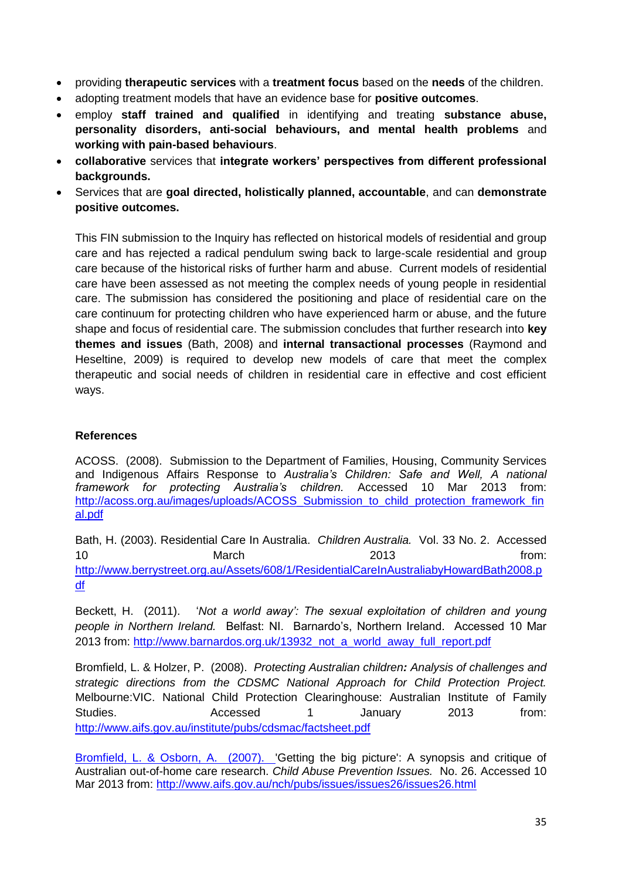- providing **therapeutic services** with a **treatment focus** based on the **needs** of the children.
- adopting treatment models that have an evidence base for **positive outcomes**.
- employ **staff trained and qualified** in identifying and treating **substance abuse, personality disorders, anti-social behaviours, and mental health problems** and **working with pain-based behaviours**.
- **collaborative** services that **integrate workers' perspectives from different professional backgrounds.**
- Services that are **goal directed, holistically planned, accountable**, and can **demonstrate positive outcomes.**

This FIN submission to the Inquiry has reflected on historical models of residential and group care and has rejected a radical pendulum swing back to large-scale residential and group care because of the historical risks of further harm and abuse. Current models of residential care have been assessed as not meeting the complex needs of young people in residential care. The submission has considered the positioning and place of residential care on the care continuum for protecting children who have experienced harm or abuse, and the future shape and focus of residential care. The submission concludes that further research into **key themes and issues** (Bath, 2008) and **internal transactional processes** (Raymond and Heseltine, 2009) is required to develop new models of care that meet the complex therapeutic and social needs of children in residential care in effective and cost efficient ways.

**References**

ACOSS. (2008). Submission to the Department of Families, Housing, Community Services and Indigenous Affairs Response to *Australia's Children: Safe and Well, A national framework for protecting Australia's children.* Accessed 10 Mar 2013 from: http://acoss.org.au/images/uploads/ACOSS_Submission_to_child_protection_framework_final.pdf

Bath, H. (2003). Residential Care In Australia. *Children Australia.* Vol. 33 No. 2. Accessed 10 March 2013 from: http://www.berrystreet.org.au/Assets/608/1/ResidentialCareInAustraliabyHowardBath2008.pdf

Beckett, H. (2011). *'Not a world away': The sexual exploitation of children and young people in Northern Ireland.* Belfast: NI. Barnardo's, Northern Ireland. Accessed 10 Mar 2013 from: http://www.barnardos.org.uk/13932_not_a_world_away_full_report.pdf

Bromfield, L. & Holzer, P. (2008). *Protecting Australian children: Analysis of challenges and strategic directions from the CDSMC National Approach for Child Protection Project.* Melbourne:VIC. National Child Protection Clearinghouse: Australian Institute of Family Studies. Accessed 1 January 2013 from: http://www.aifs.gov.au/institute/pubs/cdsmac/factsheet.pdf

Bromfield, L. & Osborn, A. (2007). 'Getting the big picture': A synopsis and critique of Australian out-of-home care research. *Child Abuse Prevention Issues.* No. 26. Accessed 10 Mar 2013 from: http://www.aifs.gov.au/nch/pubs/issues/issues26/issues26.html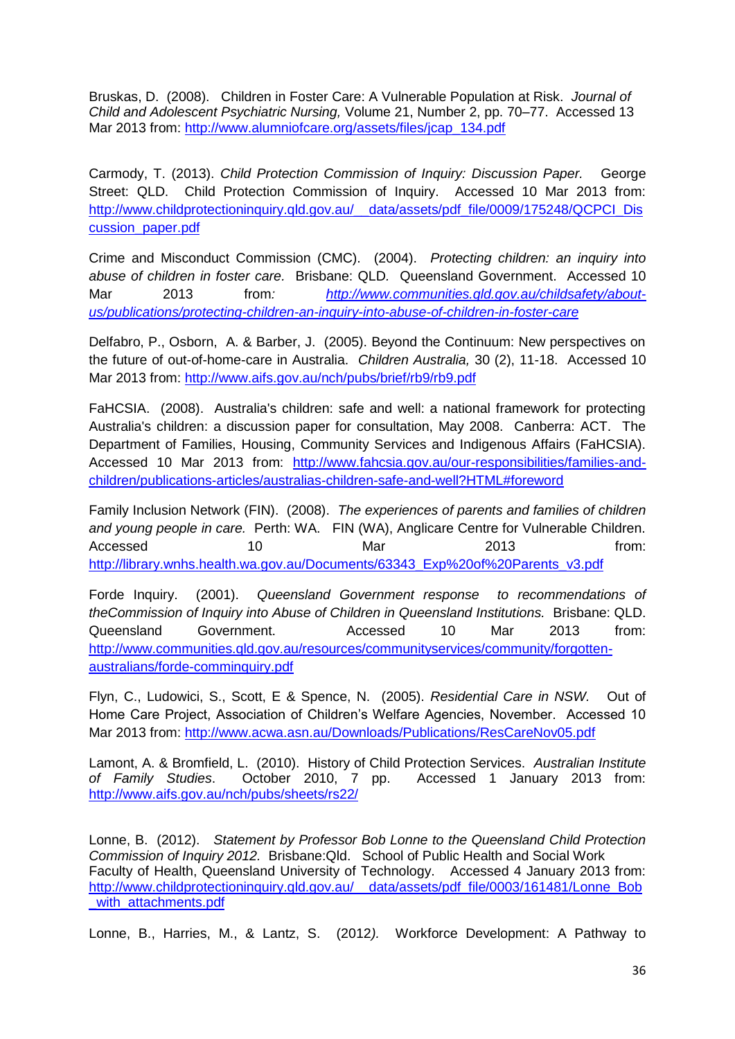Bruskas, D. (2008). Children in Foster Care: A Vulnerable Population at Risk. *Journal of Child and Adolescent Psychiatric Nursing,* Volume 21, Number 2, pp. 70–77. Accessed 13 Mar 2013 from: http://www.alumniofcare.org/assets/files/jcap_134.pdf

Carmody, T. (2013). *Child Protection Commission of Inquiry: Discussion Paper.* George Street: QLD. Child Protection Commission of Inquiry. Accessed 10 Mar 2013 from: http://www.childprotectioninquiry.qld.gov.au/__data/assets/pdf_file/0009/175248/QCPCI_Discussion_paper.pdf

Crime and Misconduct Commission (CMC). (2004). *Protecting children: an inquiry into abuse of children in foster care.* Brisbane: QLD. Queensland Government. Accessed 10 Mar 2013 from*:* *http://www.communities.qld.gov.au/childsafety/about-us/publications/protecting-children-an-inquiry-into-abuse-of-children-in-foster-care*

Delfabro, P., Osborn, A. & Barber, J. (2005). Beyond the Continuum: New perspectives on the future of out-of-home-care in Australia. *Children Australia,* 30 (2), 11-18. Accessed 10 Mar 2013 from: http://www.aifs.gov.au/nch/pubs/brief/rb9/rb9.pdf

FaHCSIA. (2008). Australia's children: safe and well: a national framework for protecting Australia's children: a discussion paper for consultation, May 2008. Canberra: ACT. The Department of Families, Housing, Community Services and Indigenous Affairs (FaHCSIA). Accessed 10 Mar 2013 from: http://www.fahcsia.gov.au/our-responsibilities/families-and-children/publications-articles/australias-children-safe-and-well?HTML#foreword

Family Inclusion Network (FIN). (2008). *The experiences of parents and families of children and young people in care.* Perth: WA. FIN (WA), Anglicare Centre for Vulnerable Children. Accessed 10 Mar 2013 from: http://library.wnhs.health.wa.gov.au/Documents/63343_Exp%20of%20Parents_v3.pdf

Forde Inquiry. (2001). *Queensland Government response to recommendations of theCommission of Inquiry into Abuse of Children in Queensland Institutions.* Brisbane: QLD. Queensland Government. Accessed 10 Mar 2013 from: http://www.communities.qld.gov.au/resources/communityservices/community/forgotten-australians/forde-comminquiry.pdf

Flyn, C., Ludowici, S., Scott, E & Spence, N. (2005). *Residential Care in NSW.* Out of Home Care Project, Association of Children's Welfare Agencies, November. Accessed 10 Mar 2013 from: http://www.acwa.asn.au/Downloads/Publications/ResCareNov05.pdf

Lamont, A. & Bromfield, L. (2010). History of Child Protection Services. *Australian Institute of Family Studies*. October 2010, 7 pp. Accessed 1 January 2013 from: http://www.aifs.gov.au/nch/pubs/sheets/rs22/

Lonne, B. (2012). *Statement by Professor Bob Lonne to the Queensland Child Protection Commission of Inquiry 2012.* Brisbane:Qld. School of Public Health and Social Work Faculty of Health, Queensland University of Technology. Accessed 4 January 2013 from: http://www.childprotectioninquiry.qld.gov.au/__data/assets/pdf_file/0003/161481/Lonne_Bob_with_attachments.pdf

Lonne, B., Harries, M., & Lantz, S. (2012*).* Workforce Development: A Pathway to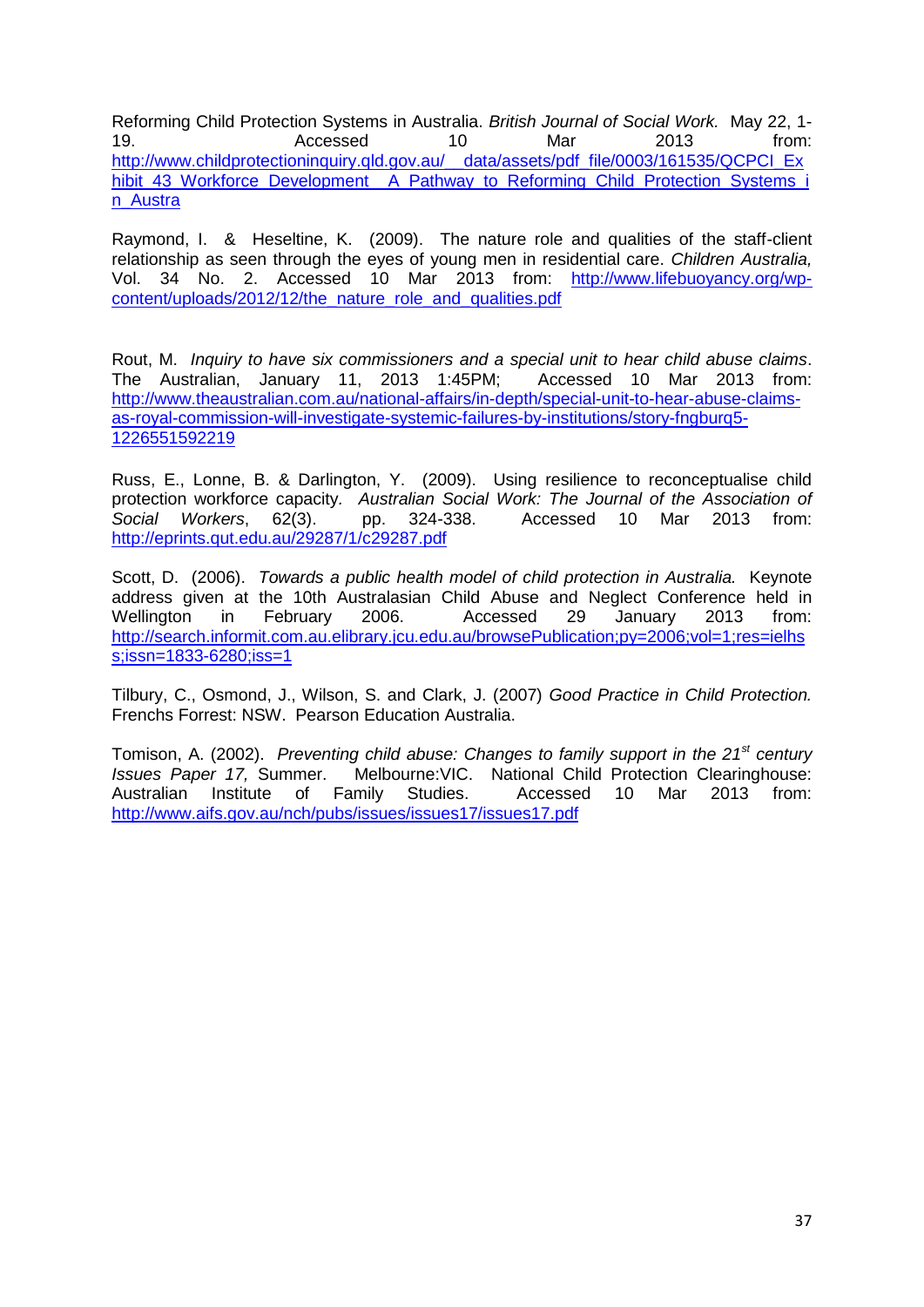Reforming Child Protection Systems in Australia. *British Journal of Social Work.* May 22, 1-19. Accessed 10 Mar 2013 from: http://www.childprotectioninquiry.qld.gov.au/__data/assets/pdf_file/0003/161535/QCPCI_Exhibit_43_Workforce_Development__A_Pathway_to_Reforming_Child_Protection_Systems_in_Austra

Raymond, I. & Heseltine, K. (2009). The nature role and qualities of the staff-client relationship as seen through the eyes of young men in residential care. *Children Australia,* Vol. 34 No. 2. Accessed 10 Mar 2013 from: http://www.lifebuoyancy.org/wp-content/uploads/2012/12/the_nature_role_and_qualities.pdf

Rout, M. *Inquiry to have six commissioners and a special unit to hear child abuse claims*. The Australian, January 11, 2013 1:45PM; Accessed 10 Mar 2013 from: http://www.theaustralian.com.au/national-affairs/in-depth/special-unit-to-hear-abuse-claims-as-royal-commission-will-investigate-systemic-failures-by-institutions/story-fngburq5-1226551592219

Russ, E., Lonne, B. & Darlington, Y. (2009). Using resilience to reconceptualise child protection workforce capacity. *Australian Social Work: The Journal of the Association of Social Workers*, 62(3). pp. 324-338. Accessed 10 Mar 2013 from: http://eprints.qut.edu.au/29287/1/c29287.pdf

Scott, D. (2006). *Towards a public health model of child protection in Australia.* Keynote address given at the 10th Australasian Child Abuse and Neglect Conference held in Wellington in February 2006. Accessed 29 January 2013 from: http://search.informit.com.au.elibrary.jcu.edu.au/browsePublication;py=2006;vol=1;res=ielhss;issn=1833-6280;iss=1

Tilbury, C., Osmond, J., Wilson, S. and Clark, J. (2007) *Good Practice in Child Protection.* Frenchs Forrest: NSW. Pearson Education Australia.

Tomison, A. (2002). *Preventing child abuse: Changes to family support in the 21st century Issues Paper 17,* Summer. Melbourne:VIC. National Child Protection Clearinghouse: Australian Institute of Family Studies. Accessed 10 Mar 2013 from: http://www.aifs.gov.au/nch/pubs/issues/issues17/issues17.pdf